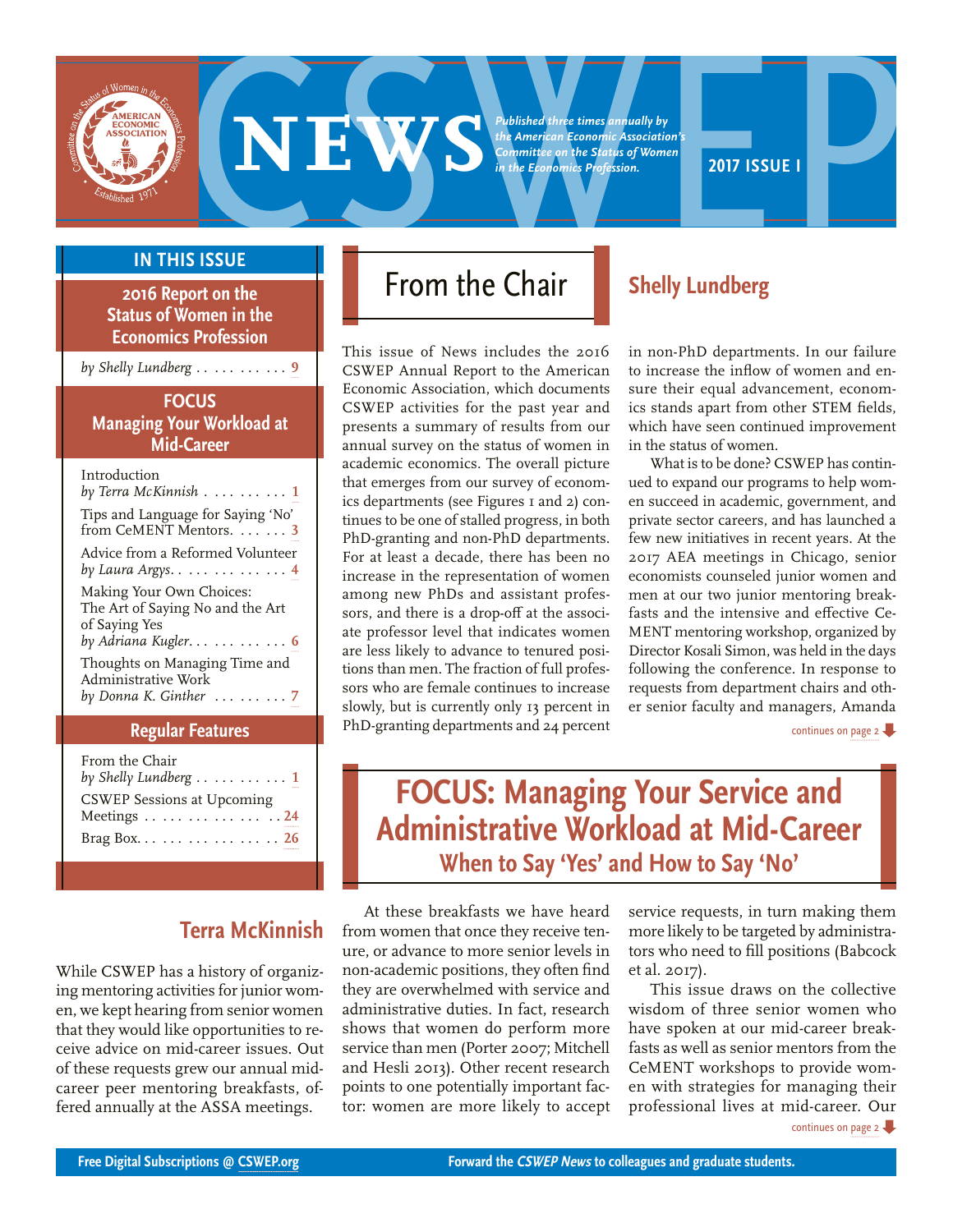# CSWEP NEWS

*Published three times annually by the American Economic Association's Committee on the Status of Women in the Economics Profession.*

**2017 ISSUE I**

## IN THIS ISSUE

**2016 Report on the Status of Women in the Economics Profession**
*by Shelly Lundberg* . . . . . . . . . . 9

**FOCUS: Managing Your Workload at Mid-Career**

- Introduction *by Terra McKinnish* . . . . . . . . . 1
- Tips and Language for Saying 'No' from CeMENT Mentors. . . . . . 3
- Advice from a Reformed Volunteer *by Laura Argys*. . . . . . . . . . . . . 4
- Making Your Own Choices: The Art of Saying No and the Art of Saying Yes *by Adriana Kugler*. . . . . . . . . . . 6
- Thoughts on Managing Time and Administrative Work *by Donna K. Ginther* . . . . . . . . 7

**Regular Features**

- From the Chair *by Shelly Lundberg* . . . . . . . . . . 1
- CSWEP Sessions at Upcoming Meetings . . . . . . . . . . . . . . 24
- Brag Box. . . . . . . . . . . . . . . . 26

## From the Chair

### Shelly Lundberg

This issue of News includes the 2016 CSWEP Annual Report to the American Economic Association, which documents CSWEP activities for the past year and presents a summary of results from our annual survey on the status of women in academic economics. The overall picture that emerges from our survey of economics departments (see Figures 1 and 2) continues to be one of stalled progress, in both PhD-granting and non-PhD departments. For at least a decade, there has been no increase in the representation of women among new PhDs and assistant professors, and there is a drop-off at the associate professor level that indicates women are less likely to advance to tenured positions than men. The fraction of full professors who are female continues to increase slowly, but is currently only 13 percent in PhD-granting departments and 24 percent in non-PhD departments. In our failure to increase the inflow of women and ensure their equal advancement, economics stands apart from other STEM fields, which have seen continued improvement in the status of women.

What is to be done? CSWEP has continued to expand our programs to help women succeed in academic, government, and private sector careers, and has launched a few new initiatives in recent years. At the 2017 AEA meetings in Chicago, senior economists counseled junior women and men at our two junior mentoring breakfasts and the intensive and effective CeMENT mentoring workshop, organized by Director Kosali Simon, was held in the days following the conference. In response to requests from department chairs and other senior faculty and managers, Amanda

*continues on page 2*

## FOCUS: Managing Your Service and Administrative Workload at Mid-Career

### When to Say 'Yes' and How to Say 'No'

### Terra McKinnish

While CSWEP has a history of organizing mentoring activities for junior women, we kept hearing from senior women that they would like opportunities to receive advice on mid-career issues. Out of these requests grew our annual mid-career peer mentoring breakfasts, offered annually at the ASSA meetings.

At these breakfasts we have heard from women that once they receive tenure, or advance to more senior levels in non-academic positions, they often find they are overwhelmed with service and administrative duties. In fact, research shows that women do perform more service than men (Porter 2007; Mitchell and Hesli 2013). Other recent research points to one potentially important factor: women are more likely to accept service requests, in turn making them more likely to be targeted by administrators who need to fill positions (Babcock et al. 2017).

This issue draws on the collective wisdom of three senior women who have spoken at our mid-career breakfasts as well as senior mentors from the CeMENT workshops to provide women with strategies for managing their professional lives at mid-career. Our

*continues on page 2*

Free Digital Subscriptions @ CSWEP.org — Forward the *CSWEP News* to colleagues and graduate students.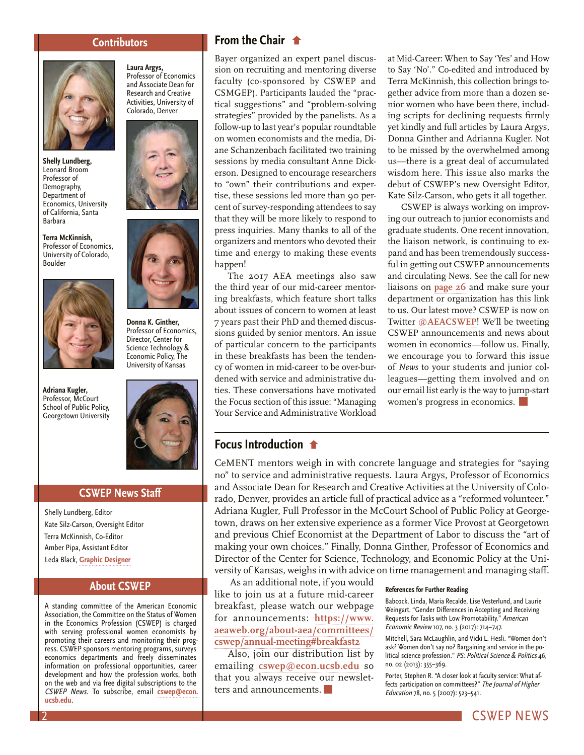## Contributors

**Laura Argys,** Professor of Economics and Associate Dean for Research and Creative Activities, University of Colorado, Denver

**Shelly Lundberg,** Leonard Broom Professor of Demography, Department of Economics, University of California, Santa Barbara

**Terra McKinnish,** Professor of Economics, University of Colorado, Boulder

**Donna K. Ginther,** Professor of Economics, Director, Center for Science Technology & Economic Policy, The University of Kansas

**Adriana Kugler,** Professor, McCourt School of Public Policy, Georgetown University

## CSWEP News Staff

Shelly Lundberg, Editor
Kate Silz-Carson, Oversight Editor
Terra McKinnish, Co-Editor
Amber Pipa, Assistant Editor
Leda Black, Graphic Designer

## About CSWEP

A standing committee of the American Economic Association, the Committee on the Status of Women in the Economics Profession (CSWEP) is charged with serving professional women economists by promoting their careers and monitoring their progress. CSWEP sponsors mentoring programs, surveys economics departments and freely disseminates information on professional opportunities, career development and how the profession works, both on the web and via free digital subscriptions to the *CSWEP News*. To subscribe, email **cswep@econ.ucsb.edu**.

## From the Chair

Bayer organized an expert panel discussion on recruiting and mentoring diverse faculty (co-sponsored by CSWEP and CSMGEP). Participants lauded the "practical suggestions" and "problem-solving strategies" provided by the panelists. As a follow-up to last year's popular roundtable on women economists and the media, Diane Schanzenbach facilitated two training sessions by media consultant Anne Dickerson. Designed to encourage researchers to "own" their contributions and expertise, these sessions led more than 90 percent of survey-responding attendees to say that they will be more likely to respond to press inquiries. Many thanks to all of the organizers and mentors who devoted their time and energy to making these events happen!

The 2017 AEA meetings also saw the third year of our mid-career mentoring breakfasts, which feature short talks about issues of concern to women at least 7 years past their PhD and themed discussions guided by senior mentors. An issue of particular concern to the participants in these breakfasts has been the tendency of women in mid-career to be over-burdened with service and administrative duties. These conversations have motivated the Focus section of this issue: "Managing Your Service and Administrative Workload at Mid-Career: When to Say 'Yes' and How to Say 'No'." Co-edited and introduced by Terra McKinnish, this collection brings together advice from more than a dozen senior women who have been there, including scripts for declining requests firmly yet kindly and full articles by Laura Argys, Donna Ginther and Adrianna Kugler. Not to be missed by the overwhelmed among us—there is a great deal of accumulated wisdom here. This issue also marks the debut of CSWEP's new Oversight Editor, Kate Silz-Carson, who gets it all together.

CSWEP is always working on improving our outreach to junior economists and graduate students. One recent innovation, the liaison network, is continuing to expand and has been tremendously successful in getting out CSWEP announcements and circulating News. See the call for new liaisons on **page 26** and make sure your department or organization has this link to us. Our latest move? CSWEP is now on Twitter **@AEACSWEP**! We'll be tweeting CSWEP announcements and news about women in economics—follow us. Finally, we encourage you to forward this issue of *News* to your students and junior colleagues—getting them involved and on our email list early is the way to jump-start women's progress in economics.

## Focus Introduction

CeMENT mentors weigh in with concrete language and strategies for "saying no" to service and administrative requests. Laura Argys, Professor of Economics and Associate Dean for Research and Creative Activities at the University of Colorado, Denver, provides an article full of practical advice as a "reformed volunteer." Adriana Kugler, Full Professor in the McCourt School of Public Policy at Georgetown, draws on her extensive experience as a former Vice Provost at Georgetown and previous Chief Economist at the Department of Labor to discuss the "art of making your own choices." Finally, Donna Ginther, Professor of Economics and Director of the Center for Science, Technology, and Economic Policy at the University of Kansas, weighs in with advice on time management and managing staff.

As an additional note, if you would like to join us at a future mid-career breakfast, please watch our webpage for announcements: **https://www.aeaweb.org/about-aea/committees/cswep/annual-meeting#breakfast2**

Also, join our distribution list by emailing **cswep@econ.ucsb.edu** so that you always receive our newsletters and announcements.

### References for Further Reading

Babcock, Linda, Maria Recalde, Lise Vesterlund, and Laurie Weingart. "Gender Differences in Accepting and Receiving Requests for Tasks with Low Promotability." *American Economic Review* 107, no. 3 (2017): 714–747.

Mitchell, Sara McLaughlin, and Vicki L. Hesli. "Women don't ask? Women don't say no? Bargaining and service in the political science profession." *PS: Political Science & Politics* 46, no. 02 (2013): 355–369.

Porter, Stephen R. "A closer look at faculty service: What affects participation on committees?" *The Journal of Higher Education* 78, no. 5 (2007): 523–541.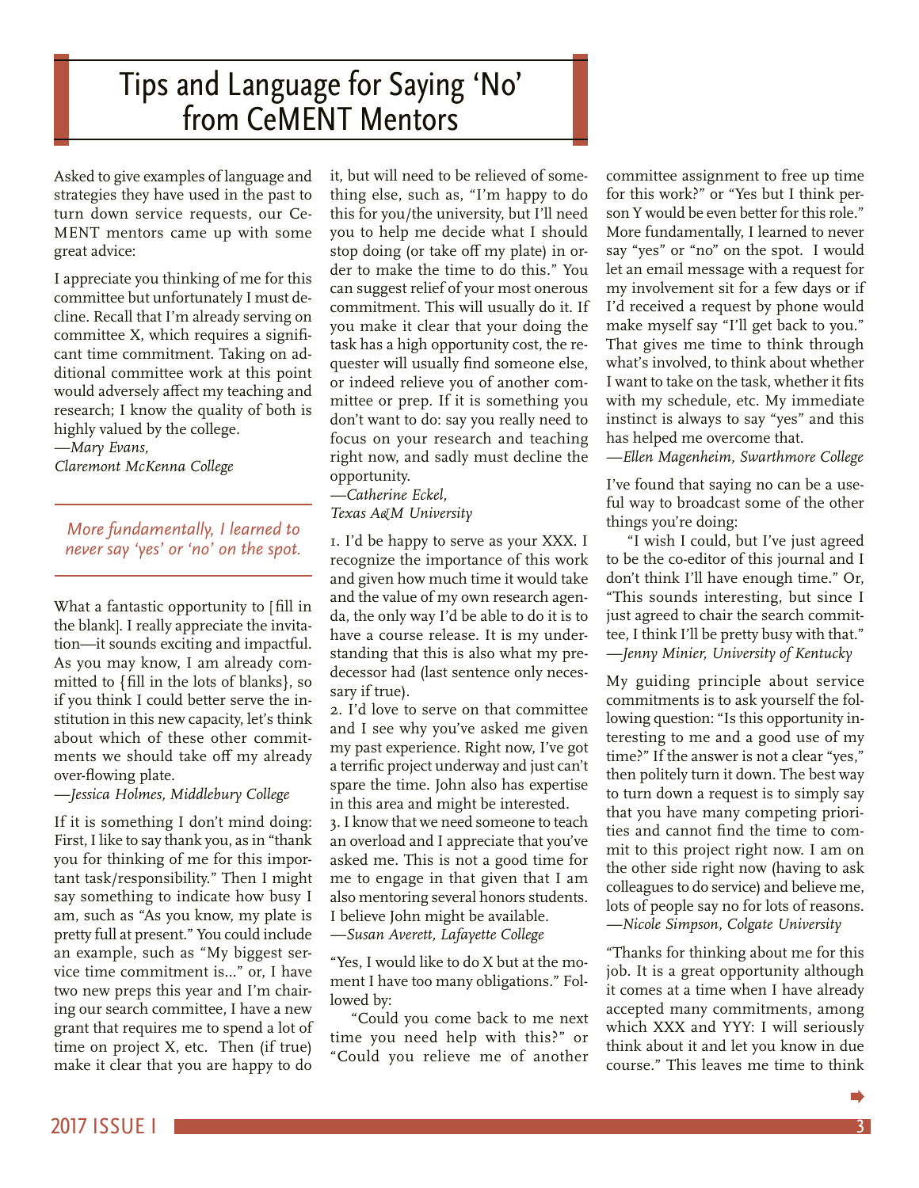# Tips and Language for Saying 'No' from CeMENT Mentors

Asked to give examples of language and strategies they have used in the past to turn down service requests, our CeMENT mentors came up with some great advice:

I appreciate you thinking of me for this committee but unfortunately I must decline. Recall that I'm already serving on committee X, which requires a significant time commitment. Taking on additional committee work at this point would adversely affect my teaching and research; I know the quality of both is highly valued by the college.
*—Mary Evans, Claremont McKenna College*

*More fundamentally, I learned to never say 'yes' or 'no' on the spot.*

What a fantastic opportunity to [fill in the blank]. I really appreciate the invitation—it sounds exciting and impactful. As you may know, I am already committed to {fill in the lots of blanks}, so if you think I could better serve the institution in this new capacity, let's think about which of these other commitments we should take off my already over-flowing plate.
*—Jessica Holmes, Middlebury College*

If it is something I don't mind doing: First, I like to say thank you, as in "thank you for thinking of me for this important task/responsibility." Then I might say something to indicate how busy I am, such as "As you know, my plate is pretty full at present." You could include an example, such as "My biggest service time commitment is..." or, I have two new preps this year and I'm chairing our search committee, I have a new grant that requires me to spend a lot of time on project X, etc. Then (if true) make it clear that you are happy to do it, but will need to be relieved of something else, such as, "I'm happy to do this for you/the university, but I'll need you to help me decide what I should stop doing (or take off my plate) in order to make the time to do this." You can suggest relief of your most onerous commitment. This will usually do it. If you make it clear that your doing the task has a high opportunity cost, the requester will usually find someone else, or indeed relieve you of another committee or prep. If it is something you don't want to do: say you really need to focus on your research and teaching right now, and sadly must decline the opportunity.
*—Catherine Eckel, Texas A&M University*

1. I'd be happy to serve as your XXX. I recognize the importance of this work and given how much time it would take and the value of my own research agenda, the only way I'd be able to do it is to have a course release. It is my understanding that this is also what my predecessor had (last sentence only necessary if true).
2. I'd love to serve on that committee and I see why you've asked me given my past experience. Right now, I've got a terrific project underway and just can't spare the time. John also has expertise in this area and might be interested.
3. I know that we need someone to teach an overload and I appreciate that you've asked me. This is not a good time for me to engage in that given that I am also mentoring several honors students. I believe John might be available.

*—Susan Averett, Lafayette College*

"Yes, I would like to do X but at the moment I have too many obligations." Followed by:

"Could you come back to me next time you need help with this?" or "Could you relieve me of another committee assignment to free up time for this work?" or "Yes but I think person Y would be even better for this role." More fundamentally, I learned to never say "yes" or "no" on the spot. I would let an email message with a request for my involvement sit for a few days or if I'd received a request by phone would make myself say "I'll get back to you." That gives me time to think through what's involved, to think about whether I want to take on the task, whether it fits with my schedule, etc. My immediate instinct is always to say "yes" and this has helped me overcome that.
*—Ellen Magenheim, Swarthmore College*

I've found that saying no can be a useful way to broadcast some of the other things you're doing:

"I wish I could, but I've just agreed to be the co-editor of this journal and I don't think I'll have enough time." Or, "This sounds interesting, but since I just agreed to chair the search committee, I think I'll be pretty busy with that."
*—Jenny Minier, University of Kentucky*

My guiding principle about service commitments is to ask yourself the following question: "Is this opportunity interesting to me and a good use of my time?" If the answer is not a clear "yes," then politely turn it down. The best way to turn down a request is to simply say that you have many competing priorities and cannot find the time to commit to this project right now. I am on the other side right now (having to ask colleagues to do service) and believe me, lots of people say no for lots of reasons.
*—Nicole Simpson, Colgate University*

"Thanks for thinking about me for this job. It is a great opportunity although it comes at a time when I have already accepted many commitments, among which XXX and YYY: I will seriously think about it and let you know in due course." This leaves me time to think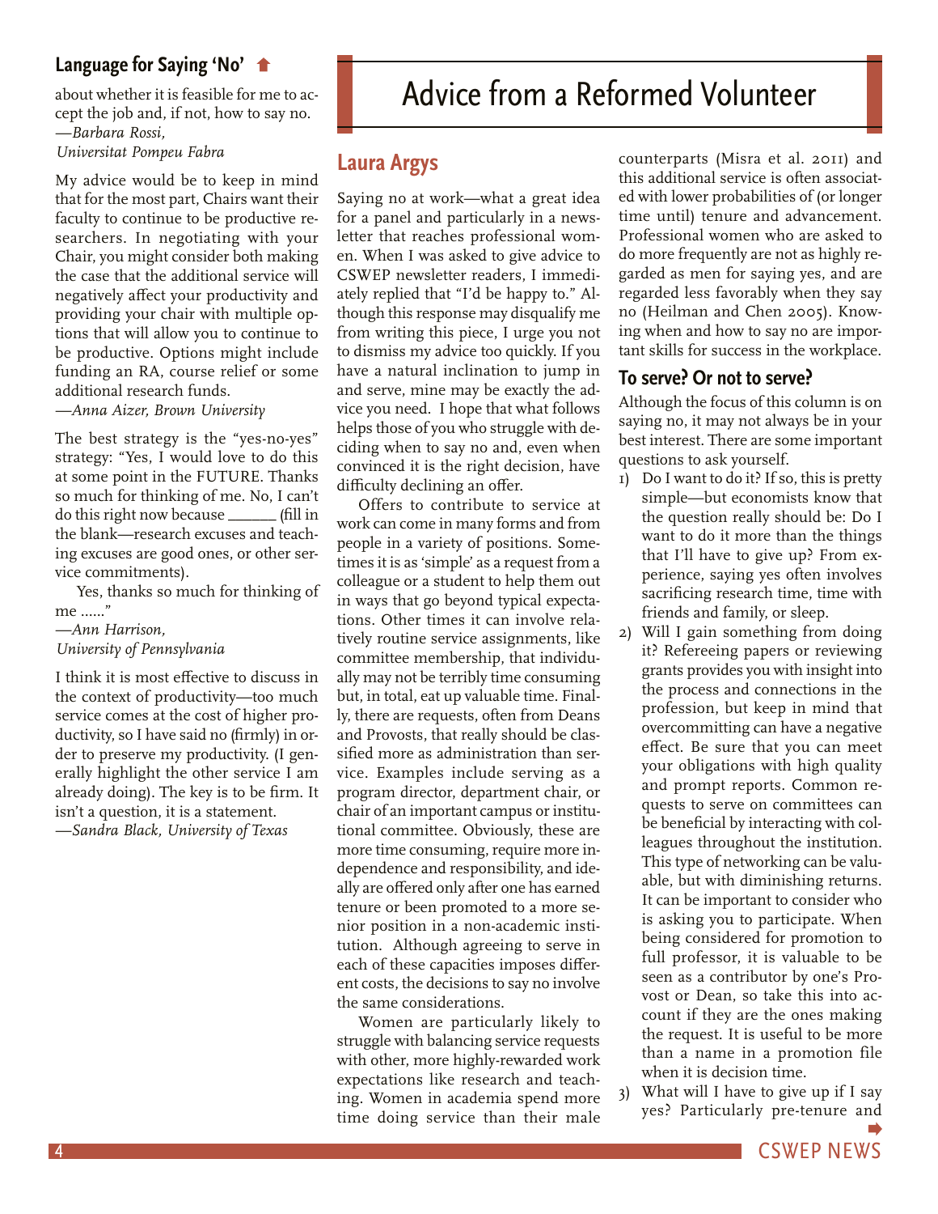## Language for Saying 'No'

about whether it is feasible for me to accept the job and, if not, how to say no.
*—Barbara Rossi, Universitat Pompeu Fabra*

My advice would be to keep in mind that for the most part, Chairs want their faculty to continue to be productive researchers. In negotiating with your Chair, you might consider both making the case that the additional service will negatively affect your productivity and providing your chair with multiple options that will allow you to continue to be productive. Options might include funding an RA, course relief or some additional research funds.
*—Anna Aizer, Brown University*

The best strategy is the "yes-no-yes" strategy: "Yes, I would love to do this at some point in the FUTURE. Thanks so much for thinking of me. No, I can't do this right now because ______ (fill in the blank—research excuses and teaching excuses are good ones, or other service commitments).

Yes, thanks so much for thinking of me ......"
*—Ann Harrison, University of Pennsylvania*

I think it is most effective to discuss in the context of productivity—too much service comes at the cost of higher productivity, so I have said no (firmly) in order to preserve my productivity. (I generally highlight the other service I am already doing). The key is to be firm. It isn't a question, it is a statement.
*—Sandra Black, University of Texas*

# Advice from a Reformed Volunteer

## Laura Argys

Saying no at work—what a great idea for a panel and particularly in a newsletter that reaches professional women. When I was asked to give advice to CSWEP newsletter readers, I immediately replied that "I'd be happy to." Although this response may disqualify me from writing this piece, I urge you not to dismiss my advice too quickly. If you have a natural inclination to jump in and serve, mine may be exactly the advice you need. I hope that what follows helps those of you who struggle with deciding when to say no and, even when convinced it is the right decision, have difficulty declining an offer.

Offers to contribute to service at work can come in many forms and from people in a variety of positions. Sometimes it is as 'simple' as a request from a colleague or a student to help them out in ways that go beyond typical expectations. Other times it can involve relatively routine service assignments, like committee membership, that individually may not be terribly time consuming but, in total, eat up valuable time. Finally, there are requests, often from Deans and Provosts, that really should be classified more as administration than service. Examples include serving as a program director, department chair, or chair of an important campus or institutional committee. Obviously, these are more time consuming, require more independence and responsibility, and ideally are offered only after one has earned tenure or been promoted to a more senior position in a non-academic institution. Although agreeing to serve in each of these capacities imposes different costs, the decisions to say no involve the same considerations.

Women are particularly likely to struggle with balancing service requests with other, more highly-rewarded work expectations like research and teaching. Women in academia spend more time doing service than their male counterparts (Misra et al. 2011) and this additional service is often associated with lower probabilities of (or longer time until) tenure and advancement. Professional women who are asked to do more frequently are not as highly regarded as men for saying yes, and are regarded less favorably when they say no (Heilman and Chen 2005). Knowing when and how to say no are important skills for success in the workplace.

### To serve? Or not to serve?

Although the focus of this column is on saying no, it may not always be in your best interest. There are some important questions to ask yourself.

1) Do I want to do it? If so, this is pretty simple—but economists know that the question really should be: Do I want to do it more than the things that I'll have to give up? From experience, saying yes often involves sacrificing research time, time with friends and family, or sleep.
2) Will I gain something from doing it? Refereeing papers or reviewing grants provides you with insight into the process and connections in the profession, but keep in mind that overcommitting can have a negative effect. Be sure that you can meet your obligations with high quality and prompt reports. Common requests to serve on committees can be beneficial by interacting with colleagues throughout the institution. This type of networking can be valuable, but with diminishing returns. It can be important to consider who is asking you to participate. When being considered for promotion to full professor, it is valuable to be seen as a contributor by one's Provost or Dean, so take this into account if they are the ones making the request. It is useful to be more than a name in a promotion file when it is decision time.
3) What will I have to give up if I say yes? Particularly pre-tenure and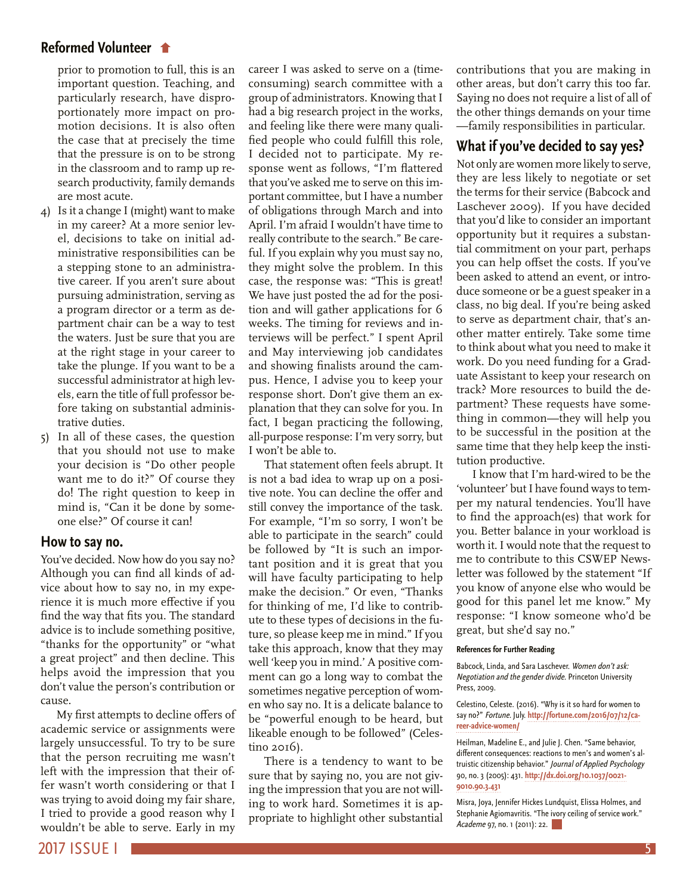prior to promotion to full, this is an important question. Teaching, and particularly research, have disproportionately more impact on promotion decisions. It is also often the case that at precisely the time that the pressure is on to be strong in the classroom and to ramp up research productivity, family demands are most acute.

4) Is it a change I (might) want to make in my career? At a more senior level, decisions to take on initial administrative responsibilities can be a stepping stone to an administrative career. If you aren't sure about pursuing administration, serving as a program director or a term as department chair can be a way to test the waters. Just be sure that you are at the right stage in your career to take the plunge. If you want to be a successful administrator at high levels, earn the title of full professor before taking on substantial administrative duties.

5) In all of these cases, the question that you should not use to make your decision is "Do other people want me to do it?" Of course they do! The right question to keep in mind is, "Can it be done by someone else?" Of course it can!

## How to say no.

You've decided. Now how do you say no? Although you can find all kinds of advice about how to say no, in my experience it is much more effective if you find the way that fits you. The standard advice is to include something positive, "thanks for the opportunity" or "what a great project" and then decline. This helps avoid the impression that you don't value the person's contribution or cause.

My first attempts to decline offers of academic service or assignments were largely unsuccessful. To try to be sure that the person recruiting me wasn't left with the impression that their offer wasn't worth considering or that I was trying to avoid doing my fair share, I tried to provide a good reason why I wouldn't be able to serve. Early in my career I was asked to serve on a (time-consuming) search committee with a group of administrators. Knowing that I had a big research project in the works, and feeling like there were many qualified people who could fulfill this role, I decided not to participate. My response went as follows, "I'm flattered that you've asked me to serve on this important committee, but I have a number of obligations through March and into April. I'm afraid I wouldn't have time to really contribute to the search." Be careful. If you explain why you must say no, they might solve the problem. In this case, the response was: "This is great! We have just posted the ad for the position and will gather applications for 6 weeks. The timing for reviews and interviews will be perfect." I spent April and May interviewing job candidates and showing finalists around the campus. Hence, I advise you to keep your response short. Don't give them an explanation that they can solve for you. In fact, I began practicing the following, all-purpose response: I'm very sorry, but I won't be able to.

That statement often feels abrupt. It is not a bad idea to wrap up on a positive note. You can decline the offer and still convey the importance of the task. For example, "I'm so sorry, I won't be able to participate in the search" could be followed by "It is such an important position and it is great that you will have faculty participating to help make the decision." Or even, "Thanks for thinking of me, I'd like to contribute to these types of decisions in the future, so please keep me in mind." If you take this approach, know that they may well 'keep you in mind.' A positive comment can go a long way to combat the sometimes negative perception of women who say no. It is a delicate balance to be "powerful enough to be heard, but likeable enough to be followed" (Celestino 2016).

There is a tendency to want to be sure that by saying no, you are not giving the impression that you are not willing to work hard. Sometimes it is appropriate to highlight other substantial contributions that you are making in other areas, but don't carry this too far. Saying no does not require a list of all of the other things demands on your time —family responsibilities in particular.

## What if you've decided to say yes?

Not only are women more likely to serve, they are less likely to negotiate or set the terms for their service (Babcock and Laschever 2009). If you have decided that you'd like to consider an important opportunity but it requires a substantial commitment on your part, perhaps you can help offset the costs. If you've been asked to attend an event, or introduce someone or be a guest speaker in a class, no big deal. If you're being asked to serve as department chair, that's another matter entirely. Take some time to think about what you need to make it work. Do you need funding for a Graduate Assistant to keep your research on track? More resources to build the department? These requests have something in common—they will help you to be successful in the position at the same time that they help keep the institution productive.

I know that I'm hard-wired to be the 'volunteer' but I have found ways to temper my natural tendencies. You'll have to find the approach(es) that work for you. Better balance in your workload is worth it. I would note that the request to me to contribute to this CSWEP Newsletter was followed by the statement "If you know of anyone else who would be good for this panel let me know." My response: "I know someone who'd be great, but she'd say no."

#### References for Further Reading

Babcock, Linda, and Sara Laschever. *Women don't ask: Negotiation and the gender divide.* Princeton University Press, 2009.

Celestino, Celeste. (2016). "Why is it so hard for women to say no?" *Fortune.* July. http://fortune.com/2016/07/12/career-advice-women/

Heilman, Madeline E., and Julie J. Chen. "Same behavior, different consequences: reactions to men's and women's altruistic citizenship behavior." *Journal of Applied Psychology* 90, no. 3 (2005): 431. http://dx.doi.org/10.1037/0021-9010.90.3.431

Misra, Joya, Jennifer Hickes Lundquist, Elissa Holmes, and Stephanie Agiomavritis. "The ivory ceiling of service work." *Academe* 97, no. 1 (2011): 22.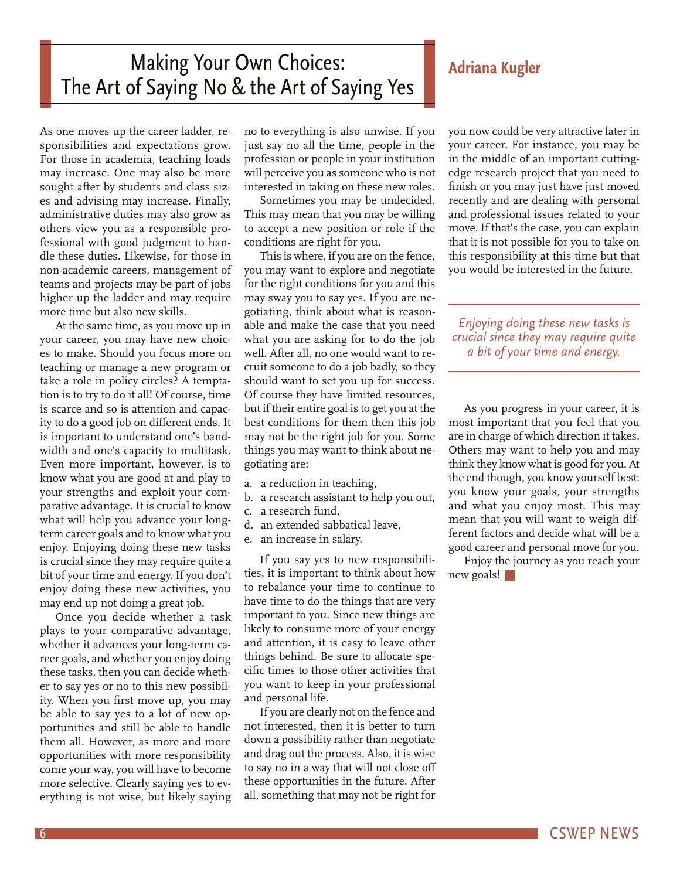# Making Your Own Choices: The Art of Saying No & the Art of Saying Yes

**Adriana Kugler**

As one moves up the career ladder, responsibilities and expectations grow. For those in academia, teaching loads may increase. One may also be more sought after by students and class sizes and advising may increase. Finally, administrative duties may also grow as others view you as a responsible professional with good judgment to handle these duties. Likewise, for those in non-academic careers, management of teams and projects may be part of jobs higher up the ladder and may require more time but also new skills.

At the same time, as you move up in your career, you may have new choices to make. Should you focus more on teaching or manage a new program or take a role in policy circles? A temptation is to try to do it all! Of course, time is scarce and so is attention and capacity to do a good job on different ends. It is important to understand one's bandwidth and one's capacity to multitask. Even more important, however, is to know what you are good at and play to your strengths and exploit your comparative advantage. It is crucial to know what will help you advance your long-term career goals and to know what you enjoy. Enjoying doing these new tasks is crucial since they may require quite a bit of your time and energy. If you don't enjoy doing these new activities, you may end up not doing a great job.

Once you decide whether a task plays to your comparative advantage, whether it advances your long-term career goals, and whether you enjoy doing these tasks, then you can decide whether to say yes or no to this new possibility. When you first move up, you may be able to say yes to a lot of new opportunities and still be able to handle them all. However, as more and more opportunities with more responsibility come your way, you will have to become more selective. Clearly saying yes to everything is not wise, but likely saying no to everything is also unwise. If you just say no all the time, people in the profession or people in your institution will perceive you as someone who is not interested in taking on these new roles.

Sometimes you may be undecided. This may mean that you may be willing to accept a new position or role if the conditions are right for you.

This is where, if you are on the fence, you may want to explore and negotiate for the right conditions for you and this may sway you to say yes. If you are negotiating, think about what is reasonable and make the case that you need what you are asking for to do the job well. After all, no one would want to recruit someone to do a job badly, so they should want to set you up for success. Of course they have limited resources, but if their entire goal is to get you at the best conditions for them then this job may not be the right job for you. Some things you may want to think about negotiating are:

a. a reduction in teaching,
b. a research assistant to help you out,
c. a research fund,
d. an extended sabbatical leave,
e. an increase in salary.

If you say yes to new responsibilities, it is important to think about how to rebalance your time to continue to have time to do the things that are very important to you. Since new things are likely to consume more of your energy and attention, it is easy to leave other things behind. Be sure to allocate specific times to those other activities that you want to keep in your professional and personal life.

If you are clearly not on the fence and not interested, then it is better to turn down a possibility rather than negotiate and drag out the process. Also, it is wise to say no in a way that will not close off these opportunities in the future. After all, something that may not be right for you now could be very attractive later in your career. For instance, you may be in the middle of an important cutting-edge research project that you need to finish or you may just have just moved recently and are dealing with personal and professional issues related to your move. If that's the case, you can explain that it is not possible for you to take on this responsibility at this time but that you would be interested in the future.

> *Enjoying doing these new tasks is crucial since they may require quite a bit of your time and energy.*

As you progress in your career, it is most important that you feel that you are in charge of which direction it takes. Others may want to help you and may think they know what is good for you. At the end though, you know yourself best: you know your goals, your strengths and what you enjoy most. This may mean that you will want to weigh different factors and decide what will be a good career and personal move for you.

Enjoy the journey as you reach your new goals! ■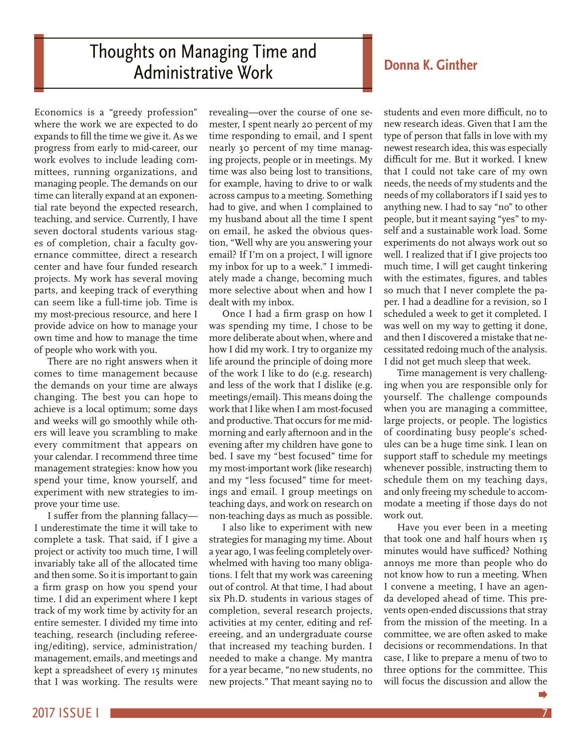# Thoughts on Managing Time and Administrative Work

## Donna K. Ginther

Economics is a "greedy profession" where the work we are expected to do expands to fill the time we give it. As we progress from early to mid-career, our work evolves to include leading committees, running organizations, and managing people. The demands on our time can literally expand at an exponential rate beyond the expected research, teaching, and service. Currently, I have seven doctoral students various stages of completion, chair a faculty governance committee, direct a research center and have four funded research projects. My work has several moving parts, and keeping track of everything can seem like a full-time job. Time is my most-precious resource, and here I provide advice on how to manage your own time and how to manage the time of people who work with you.

There are no right answers when it comes to time management because the demands on your time are always changing. The best you can hope to achieve is a local optimum; some days and weeks will go smoothly while others will leave you scrambling to make every commitment that appears on your calendar. I recommend three time management strategies: know how you spend your time, know yourself, and experiment with new strategies to improve your time use.

I suffer from the planning fallacy—I underestimate the time it will take to complete a task. That said, if I give a project or activity too much time, I will invariably take all of the allocated time and then some. So it is important to gain a firm grasp on how you spend your time. I did an experiment where I kept track of my work time by activity for an entire semester. I divided my time into teaching, research (including refereeing/editing), service, administration/management, emails, and meetings and kept a spreadsheet of every 15 minutes that I was working. The results were revealing—over the course of one semester, I spent nearly 20 percent of my time responding to email, and I spent nearly 30 percent of my time managing projects, people or in meetings. My time was also being lost to transitions, for example, having to drive to or walk across campus to a meeting. Something had to give, and when I complained to my husband about all the time I spent on email, he asked the obvious question, "Well why are you answering your email? If I'm on a project, I will ignore my inbox for up to a week." I immediately made a change, becoming much more selective about when and how I dealt with my inbox.

Once I had a firm grasp on how I was spending my time, I chose to be more deliberate about when, where and how I did my work. I try to organize my life around the principle of doing more of the work I like to do (e.g. research) and less of the work that I dislike (e.g. meetings/email). This means doing the work that I like when I am most-focused and productive. That occurs for me mid-morning and early afternoon and in the evening after my children have gone to bed. I save my "best focused" time for my most-important work (like research) and my "less focused" time for meetings and email. I group meetings on teaching days, and work on research on non-teaching days as much as possible.

I also like to experiment with new strategies for managing my time. About a year ago, I was feeling completely overwhelmed with having too many obligations. I felt that my work was careening out of control. At that time, I had about six Ph.D. students in various stages of completion, several research projects, activities at my center, editing and refereeing, and an undergraduate course that increased my teaching burden. I needed to make a change. My mantra for a year became, "no new students, no new projects." That meant saying no to students and even more difficult, no to new research ideas. Given that I am the type of person that falls in love with my newest research idea, this was especially difficult for me. But it worked. I knew that I could not take care of my own needs, the needs of my students and the needs of my collaborators if I said yes to anything new. I had to say "no" to other people, but it meant saying "yes" to myself and a sustainable work load. Some experiments do not always work out so well. I realized that if I give projects too much time, I will get caught tinkering with the estimates, figures, and tables so much that I never complete the paper. I had a deadline for a revision, so I scheduled a week to get it completed. I was well on my way to getting it done, and then I discovered a mistake that necessitated redoing much of the analysis. I did not get much sleep that week.

Time management is very challenging when you are responsible only for yourself. The challenge compounds when you are managing a committee, large projects, or people. The logistics of coordinating busy people's schedules can be a huge time sink. I lean on support staff to schedule my meetings whenever possible, instructing them to schedule them on my teaching days, and only freeing my schedule to accommodate a meeting if those days do not work out.

Have you ever been in a meeting that took one and half hours when 15 minutes would have sufficed? Nothing annoys me more than people who do not know how to run a meeting. When I convene a meeting, I have an agenda developed ahead of time. This prevents open-ended discussions that stray from the mission of the meeting. In a committee, we are often asked to make decisions or recommendations. In that case, I like to prepare a menu of two to three options for the committee. This will focus the discussion and allow the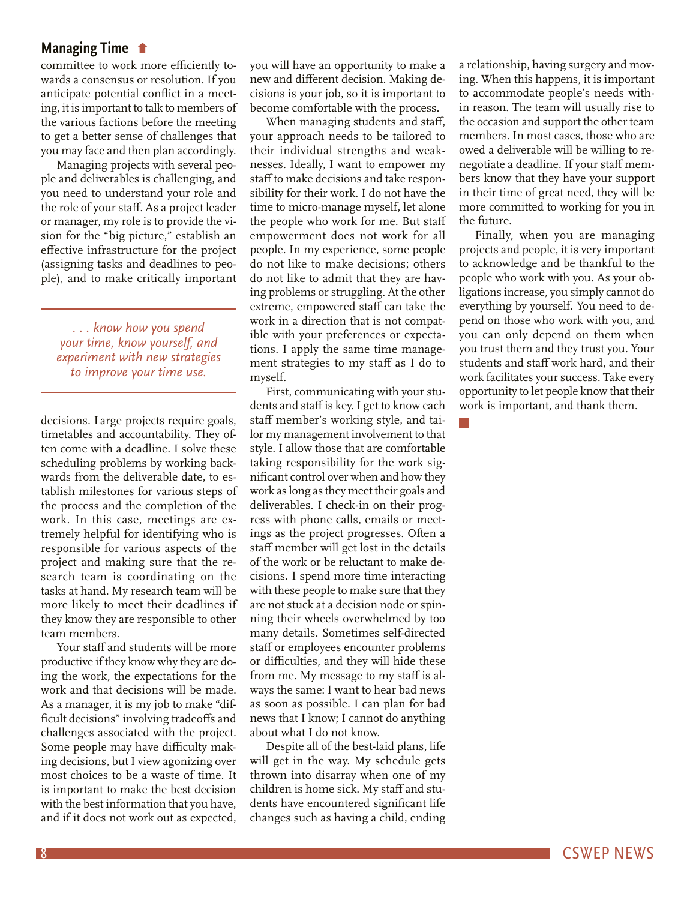committee to work more efficiently towards a consensus or resolution. If you anticipate potential conflict in a meeting, it is important to talk to members of the various factions before the meeting to get a better sense of challenges that you may face and then plan accordingly.

Managing projects with several people and deliverables is challenging, and you need to understand your role and the role of your staff. As a project leader or manager, my role is to provide the vision for the "big picture," establish an effective infrastructure for the project (assigning tasks and deadlines to people), and to make critically important decisions. Large projects require goals, timetables and accountability. They often come with a deadline. I solve these scheduling problems by working backwards from the deliverable date, to establish milestones for various steps of the process and the completion of the work. In this case, meetings are extremely helpful for identifying who is responsible for various aspects of the project and making sure that the research team is coordinating on the tasks at hand. My research team will be more likely to meet their deadlines if they know they are responsible to other team members.

> *. . . know how you spend your time, know yourself, and experiment with new strategies to improve your time use.*

Your staff and students will be more productive if they know why they are doing the work, the expectations for the work and that decisions will be made. As a manager, it is my job to make "difficult decisions" involving tradeoffs and challenges associated with the project. Some people may have difficulty making decisions, but I view agonizing over most choices to be a waste of time. It is important to make the best decision with the best information that you have, and if it does not work out as expected, you will have an opportunity to make a new and different decision. Making decisions is your job, so it is important to become comfortable with the process.

When managing students and staff, your approach needs to be tailored to their individual strengths and weaknesses. Ideally, I want to empower my staff to make decisions and take responsibility for their work. I do not have the time to micro-manage myself, let alone the people who work for me. But staff empowerment does not work for all people. In my experience, some people do not like to make decisions; others do not like to admit that they are having problems or struggling. At the other extreme, empowered staff can take the work in a direction that is not compatible with your preferences or expectations. I apply the same time management strategies to my staff as I do to myself.

First, communicating with your students and staff is key. I get to know each staff member's working style, and tailor my management involvement to that style. I allow those that are comfortable taking responsibility for the work significant control over when and how they work as long as they meet their goals and deliverables. I check-in on their progress with phone calls, emails or meetings as the project progresses. Often a staff member will get lost in the details of the work or be reluctant to make decisions. I spend more time interacting with these people to make sure that they are not stuck at a decision node or spinning their wheels overwhelmed by too many details. Sometimes self-directed staff or employees encounter problems or difficulties, and they will hide these from me. My message to my staff is always the same: I want to hear bad news as soon as possible. I can plan for bad news that I know; I cannot do anything about what I do not know.

Despite all of the best-laid plans, life will get in the way. My schedule gets thrown into disarray when one of my children is home sick. My staff and students have encountered significant life changes such as having a child, ending a relationship, having surgery and moving. When this happens, it is important to accommodate people's needs within reason. The team will usually rise to the occasion and support the other team members. In most cases, those who are owed a deliverable will be willing to renegotiate a deadline. If your staff members know that they have your support in their time of great need, they will be more committed to working for you in the future.

Finally, when you are managing projects and people, it is very important to acknowledge and be thankful to the people who work with you. As your obligations increase, you simply cannot do everything by yourself. You need to depend on those who work with you, and you can only depend on them when you trust them and they trust you. Your students and staff work hard, and their work facilitates your success. Take every opportunity to let people know that their work is important, and thank them.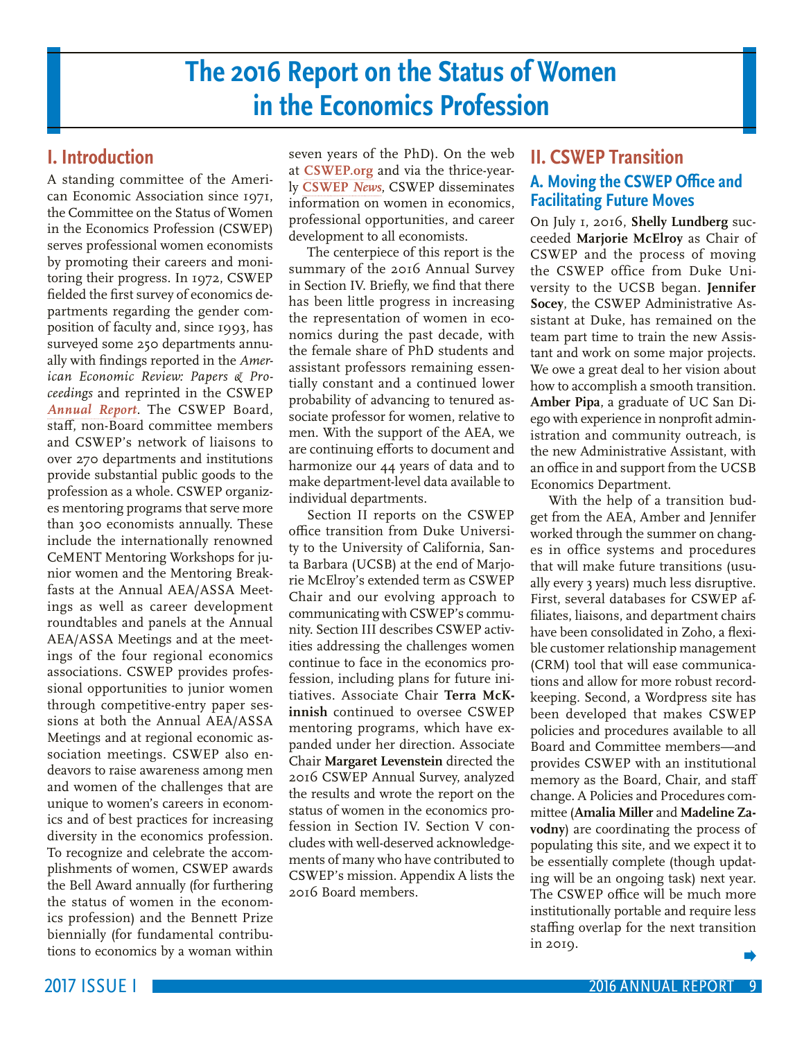# The 2016 Report on the Status of Women in the Economics Profession

## I. Introduction

A standing committee of the American Economic Association since 1971, the Committee on the Status of Women in the Economics Profession (CSWEP) serves professional women economists by promoting their careers and monitoring their progress. In 1972, CSWEP fielded the first survey of economics departments regarding the gender composition of faculty and, since 1993, has surveyed some 250 departments annually with findings reported in the *American Economic Review: Papers & Proceedings* and reprinted in the CSWEP *Annual Report*. The CSWEP Board, staff, non-Board committee members and CSWEP's network of liaisons to over 270 departments and institutions provide substantial public goods to the profession as a whole. CSWEP organizes mentoring programs that serve more than 300 economists annually. These include the internationally renowned CeMENT Mentoring Workshops for junior women and the Mentoring Breakfasts at the Annual AEA/ASSA Meetings as well as career development roundtables and panels at the Annual AEA/ASSA Meetings and at the meetings of the four regional economics associations. CSWEP provides professional opportunities to junior women through competitive-entry paper sessions at both the Annual AEA/ASSA Meetings and at regional economic association meetings. CSWEP also endeavors to raise awareness among men and women of the challenges that are unique to women's careers in economics and of best practices for increasing diversity in the economics profession. To recognize and celebrate the accomplishments of women, CSWEP awards the Bell Award annually (for furthering the status of women in the economics profession) and the Bennett Prize biennially (for fundamental contributions to economics by a woman within seven years of the PhD). On the web at CSWEP.org and via the thrice-yearly CSWEP *News*, CSWEP disseminates information on women in economics, professional opportunities, and career development to all economists.

The centerpiece of this report is the summary of the 2016 Annual Survey in Section IV. Briefly, we find that there has been little progress in increasing the representation of women in economics during the past decade, with the female share of PhD students and assistant professors remaining essentially constant and a continued lower probability of advancing to tenured associate professor for women, relative to men. With the support of the AEA, we are continuing efforts to document and harmonize our 44 years of data and to make department-level data available to individual departments.

Section II reports on the CSWEP office transition from Duke University to the University of California, Santa Barbara (UCSB) at the end of Marjorie McElroy's extended term as CSWEP Chair and our evolving approach to communicating with CSWEP's community. Section III describes CSWEP activities addressing the challenges women continue to face in the economics profession, including plans for future initiatives. Associate Chair **Terra McKinnish** continued to oversee CSWEP mentoring programs, which have expanded under her direction. Associate Chair **Margaret Levenstein** directed the 2016 CSWEP Annual Survey, analyzed the results and wrote the report on the status of women in the economics profession in Section IV. Section V concludes with well-deserved acknowledgements of many who have contributed to CSWEP's mission. Appendix A lists the 2016 Board members.

## II. CSWEP Transition

### A. Moving the CSWEP Office and Facilitating Future Moves

On July 1, 2016, **Shelly Lundberg** succeeded **Marjorie McElroy** as Chair of CSWEP and the process of moving the CSWEP office from Duke University to the UCSB began. **Jennifer Socey**, the CSWEP Administrative Assistant at Duke, has remained on the team part time to train the new Assistant and work on some major projects. We owe a great deal to her vision about how to accomplish a smooth transition. **Amber Pipa**, a graduate of UC San Diego with experience in nonprofit administration and community outreach, is the new Administrative Assistant, with an office in and support from the UCSB Economics Department.

With the help of a transition budget from the AEA, Amber and Jennifer worked through the summer on changes in office systems and procedures that will make future transitions (usually every 3 years) much less disruptive. First, several databases for CSWEP affiliates, liaisons, and department chairs have been consolidated in Zoho, a flexible customer relationship management (CRM) tool that will ease communications and allow for more robust record-keeping. Second, a Wordpress site has been developed that makes CSWEP policies and procedures available to all Board and Committee members—and provides CSWEP with an institutional memory as the Board, Chair, and staff change. A Policies and Procedures committee (**Amalia Miller** and **Madeline Zavodny**) are coordinating the process of populating this site, and we expect it to be essentially complete (though updating will be an ongoing task) next year. The CSWEP office will be much more institutionally portable and require less staffing overlap for the next transition in 2019.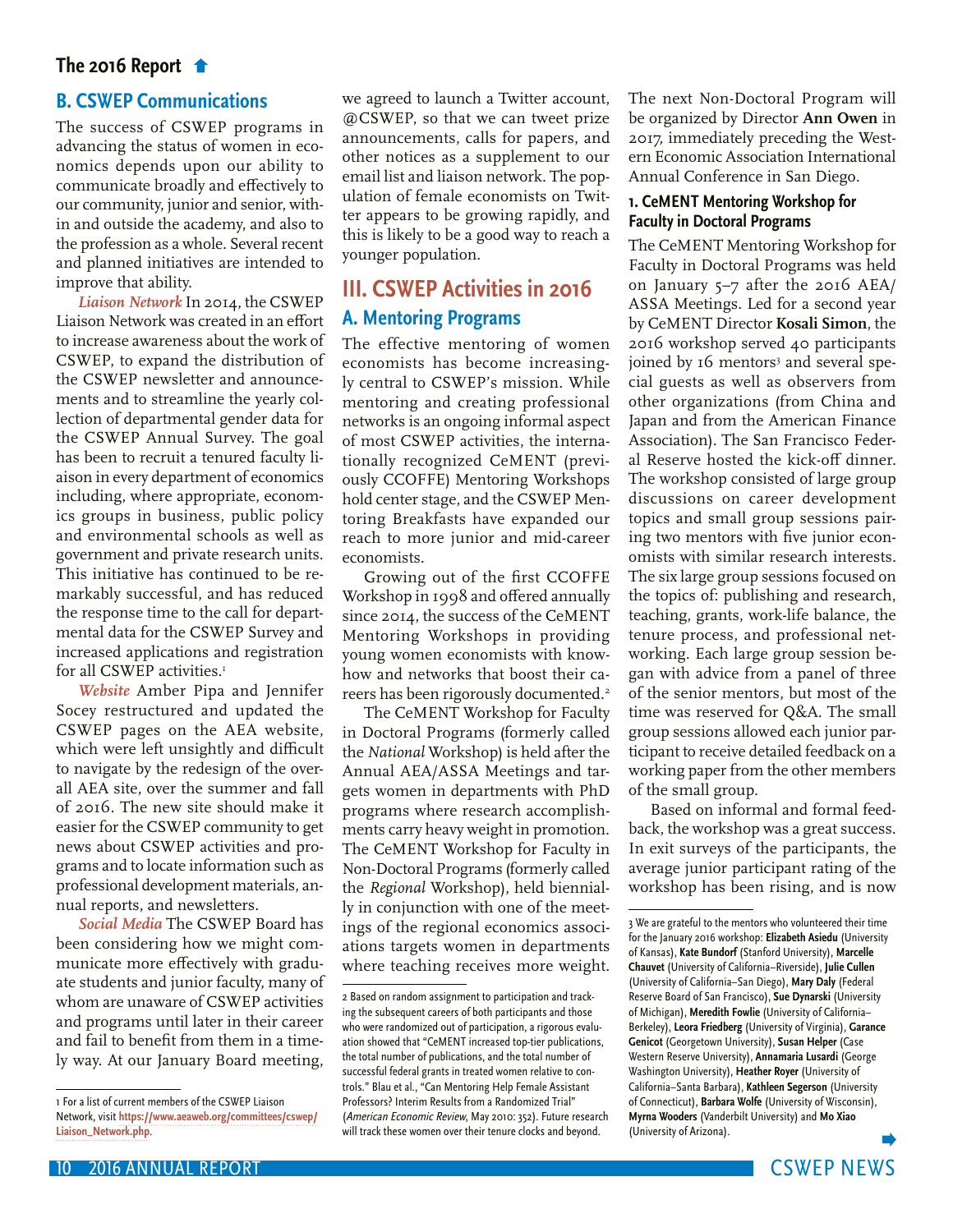## B. CSWEP Communications

The success of CSWEP programs in advancing the status of women in economics depends upon our ability to communicate broadly and effectively to our community, junior and senior, within and outside the academy, and also to the profession as a whole. Several recent and planned initiatives are intended to improve that ability.

***Liaison Network*** In 2014, the CSWEP Liaison Network was created in an effort to increase awareness about the work of CSWEP, to expand the distribution of the CSWEP newsletter and announcements and to streamline the yearly collection of departmental gender data for the CSWEP Annual Survey. The goal has been to recruit a tenured faculty liaison in every department of economics including, where appropriate, economics groups in business, public policy and environmental schools as well as government and private research units. This initiative has continued to be remarkably successful, and has reduced the response time to the call for departmental data for the CSWEP Survey and increased applications and registration for all CSWEP activities.[1]

***Website*** Amber Pipa and Jennifer Socey restructured and updated the CSWEP pages on the AEA website, which were left unsightly and difficult to navigate by the redesign of the overall AEA site, over the summer and fall of 2016. The new site should make it easier for the CSWEP community to get news about CSWEP activities and programs and to locate information such as professional development materials, annual reports, and newsletters.

***Social Media*** The CSWEP Board has been considering how we might communicate more effectively with graduate students and junior faculty, many of whom are unaware of CSWEP activities and programs until later in their career and fail to benefit from them in a timely way. At our January Board meeting, we agreed to launch a Twitter account, @CSWEP, so that we can tweet prize announcements, calls for papers, and other notices as a supplement to our email list and liaison network. The population of female economists on Twitter appears to be growing rapidly, and this is likely to be a good way to reach a younger population.

## III. CSWEP Activities in 2016

### A. Mentoring Programs

The effective mentoring of women economists has become increasingly central to CSWEP's mission. While mentoring and creating professional networks is an ongoing informal aspect of most CSWEP activities, the internationally recognized CeMENT (previously CCOFFE) Mentoring Workshops hold center stage, and the CSWEP Mentoring Breakfasts have expanded our reach to more junior and mid-career economists.

Growing out of the first CCOFFE Workshop in 1998 and offered annually since 2014, the success of the CeMENT Mentoring Workshops in providing young women economists with know-how and networks that boost their careers has been rigorously documented.[2]

The CeMENT Workshop for Faculty in Doctoral Programs (formerly called the *National* Workshop) is held after the Annual AEA/ASSA Meetings and targets women in departments with PhD programs where research accomplishments carry heavy weight in promotion. The CeMENT Workshop for Faculty in Non-Doctoral Programs (formerly called the *Regional* Workshop), held biennially in conjunction with one of the meetings of the regional economics associations targets women in departments where teaching receives more weight. The next Non-Doctoral Program will be organized by Director **Ann Owen** in 2017, immediately preceding the Western Economic Association International Annual Conference in San Diego.

#### 1. CeMENT Mentoring Workshop for Faculty in Doctoral Programs

The CeMENT Mentoring Workshop for Faculty in Doctoral Programs was held on January 5–7 after the 2016 AEA/ASSA Meetings. Led for a second year by CeMENT Director **Kosali Simon**, the 2016 workshop served 40 participants joined by 16 mentors[3] and several special guests as well as observers from other organizations (from China and Japan and from the American Finance Association). The San Francisco Federal Reserve hosted the kick-off dinner. The workshop consisted of large group discussions on career development topics and small group sessions pairing two mentors with five junior economists with similar research interests. The six large group sessions focused on the topics of: publishing and research, teaching, grants, work-life balance, the tenure process, and professional networking. Each large group session began with advice from a panel of three of the senior mentors, but most of the time was reserved for Q&A. The small group sessions allowed each junior participant to receive detailed feedback on a working paper from the other members of the small group.

Based on informal and formal feedback, the workshop was a great success. In exit surveys of the participants, the average junior participant rating of the workshop has been rising, and is now

---

1 For a list of current members of the CSWEP Liaison Network, visit https://www.aeaweb.org/committees/cswep/Liaison_Network.php.

2 Based on random assignment to participation and tracking the subsequent careers of both participants and those who were randomized out of participation, a rigorous evaluation showed that "CeMENT increased top-tier publications, the total number of publications, and the total number of successful federal grants in treated women relative to controls." Blau et al., "Can Mentoring Help Female Assistant Professors? Interim Results from a Randomized Trial" (*American Economic Review*, May 2010: 352). Future research will track these women over their tenure clocks and beyond.

3 We are grateful to the mentors who volunteered their time for the January 2016 workshop: **Elizabeth Asiedu** (University of Kansas), **Kate Bundorf** (Stanford University), **Marcelle Chauvet** (University of California–Riverside), **Julie Cullen** (University of California–San Diego), **Mary Daly** (Federal Reserve Board of San Francisco), **Sue Dynarski** (University of Michigan), **Meredith Fowlie** (University of California–Berkeley), **Leora Friedberg** (University of Virginia), **Garance Genicot** (Georgetown University), **Susan Helper** (Case Western Reserve University), **Annamaria Lusardi** (George Washington University), **Heather Royer** (University of California–Santa Barbara), **Kathleen Segerson** (University of Connecticut), **Barbara Wolfe** (University of Wisconsin), **Myrna Wooders** (Vanderbilt University) and **Mo Xiao** (University of Arizona).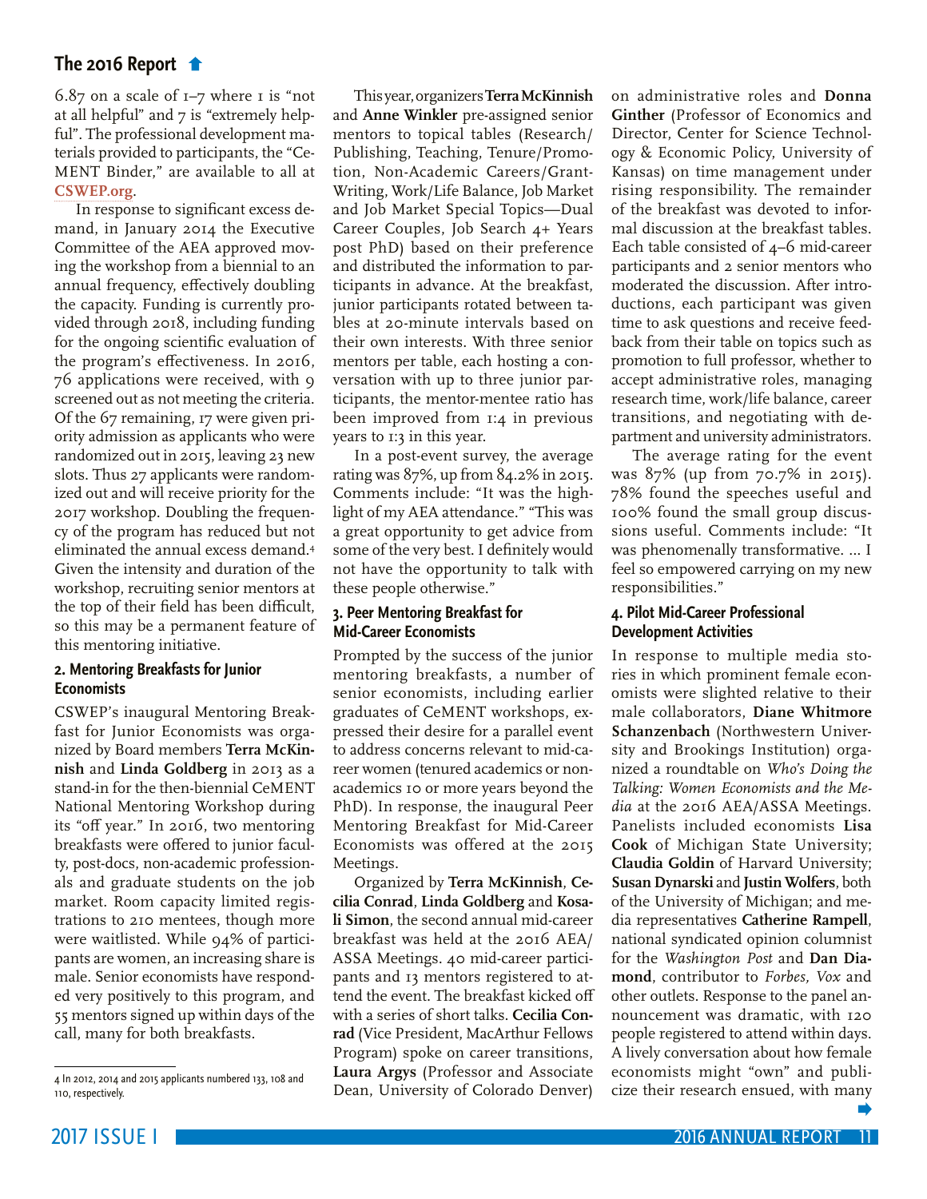6.87 on a scale of 1–7 where 1 is "not at all helpful" and 7 is "extremely helpful". The professional development materials provided to participants, the "CeMENT Binder," are available to all at CSWEP.org.

In response to significant excess demand, in January 2014 the Executive Committee of the AEA approved moving the workshop from a biennial to an annual frequency, effectively doubling the capacity. Funding is currently provided through 2018, including funding for the ongoing scientific evaluation of the program's effectiveness. In 2016, 76 applications were received, with 9 screened out as not meeting the criteria. Of the 67 remaining, 17 were given priority admission as applicants who were randomized out in 2015, leaving 23 new slots. Thus 27 applicants were randomized out and will receive priority for the 2017 workshop. Doubling the frequency of the program has reduced but not eliminated the annual excess demand.[4] Given the intensity and duration of the workshop, recruiting senior mentors at the top of their field has been difficult, so this may be a permanent feature of this mentoring initiative.

### 2. Mentoring Breakfasts for Junior Economists

CSWEP's inaugural Mentoring Breakfast for Junior Economists was organized by Board members **Terra McKinnish** and **Linda Goldberg** in 2013 as a stand-in for the then-biennial CeMENT National Mentoring Workshop during its "off year." In 2016, two mentoring breakfasts were offered to junior faculty, post-docs, non-academic professionals and graduate students on the job market. Room capacity limited registrations to 210 mentees, though more were waitlisted. While 94% of participants are women, an increasing share is male. Senior economists have responded very positively to this program, and 55 mentors signed up within days of the call, many for both breakfasts.

This year, organizers **Terra McKinnish** and **Anne Winkler** pre-assigned senior mentors to topical tables (Research/Publishing, Teaching, Tenure/Promotion, Non-Academic Careers/Grant-Writing, Work/Life Balance, Job Market and Job Market Special Topics—Dual Career Couples, Job Search 4+ Years post PhD) based on their preference and distributed the information to participants in advance. At the breakfast, junior participants rotated between tables at 20-minute intervals based on their own interests. With three senior mentors per table, each hosting a conversation with up to three junior participants, the mentor-mentee ratio has been improved from 1:4 in previous years to 1:3 in this year.

In a post-event survey, the average rating was 87%, up from 84.2% in 2015. Comments include: "It was the highlight of my AEA attendance." "This was a great opportunity to get advice from some of the very best. I definitely would not have the opportunity to talk with these people otherwise."

### 3. Peer Mentoring Breakfast for Mid-Career Economists

Prompted by the success of the junior mentoring breakfasts, a number of senior economists, including earlier graduates of CeMENT workshops, expressed their desire for a parallel event to address concerns relevant to mid-career women (tenured academics or non-academics 10 or more years beyond the PhD). In response, the inaugural Peer Mentoring Breakfast for Mid-Career Economists was offered at the 2015 Meetings.

Organized by **Terra McKinnish**, **Cecilia Conrad**, **Linda Goldberg** and **Kosali Simon**, the second annual mid-career breakfast was held at the 2016 AEA/ASSA Meetings. 40 mid-career participants and 13 mentors registered to attend the event. The breakfast kicked off with a series of short talks. **Cecilia Conrad** (Vice President, MacArthur Fellows Program) spoke on career transitions, **Laura Argys** (Professor and Associate Dean, University of Colorado Denver) on administrative roles and **Donna Ginther** (Professor of Economics and Director, Center for Science Technology & Economic Policy, University of Kansas) on time management under rising responsibility. The remainder of the breakfast was devoted to informal discussion at the breakfast tables. Each table consisted of 4–6 mid-career participants and 2 senior mentors who moderated the discussion. After introductions, each participant was given time to ask questions and receive feedback from their table on topics such as promotion to full professor, whether to accept administrative roles, managing research time, work/life balance, career transitions, and negotiating with department and university administrators.

The average rating for the event was 87% (up from 70.7% in 2015). 78% found the speeches useful and 100% found the small group discussions useful. Comments include: "It was phenomenally transformative. ... I feel so empowered carrying on my new responsibilities."

### 4. Pilot Mid-Career Professional Development Activities

In response to multiple media stories in which prominent female economists were slighted relative to their male collaborators, **Diane Whitmore Schanzenbach** (Northwestern University and Brookings Institution) organized a roundtable on *Who's Doing the Talking: Women Economists and the Media* at the 2016 AEA/ASSA Meetings. Panelists included economists **Lisa Cook** of Michigan State University; **Claudia Goldin** of Harvard University; **Susan Dynarski** and **Justin Wolfers**, both of the University of Michigan; and media representatives **Catherine Rampell**, national syndicated opinion columnist for the *Washington Post* and **Dan Diamond**, contributor to *Forbes, Vox* and other outlets. Response to the panel announcement was dramatic, with 120 people registered to attend within days. A lively conversation about how female economists might "own" and publicize their research ensued, with many

[4] In 2012, 2014 and 2015 applicants numbered 133, 108 and 110, respectively.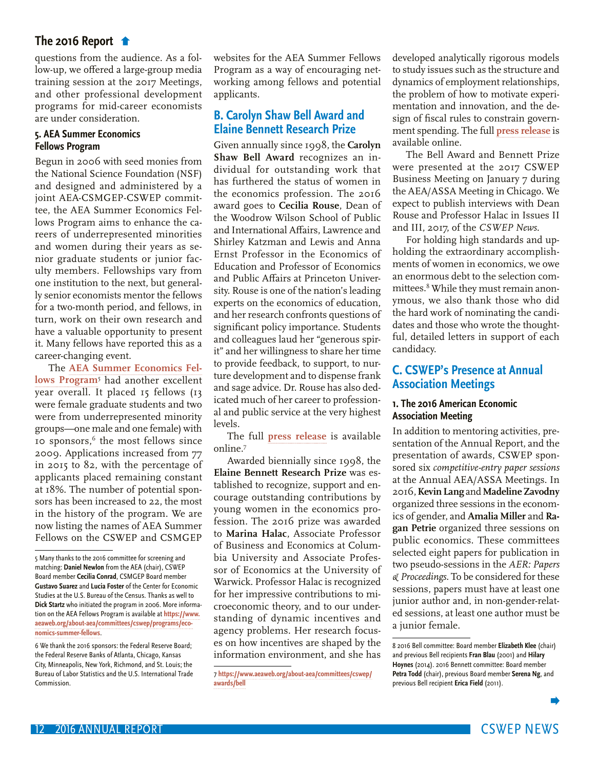questions from the audience. As a follow-up, we offered a large-group media training session at the 2017 Meetings, and other professional development programs for mid-career economists are under consideration.

#### 5. AEA Summer Economics Fellows Program

Begun in 2006 with seed monies from the National Science Foundation (NSF) and designed and administered by a joint AEA-CSMGEP-CSWEP committee, the AEA Summer Economics Fellows Program aims to enhance the careers of underrepresented minorities and women during their years as senior graduate students or junior faculty members. Fellowships vary from one institution to the next, but generally senior economists mentor the fellows for a two-month period, and fellows, in turn, work on their own research and have a valuable opportunity to present it. Many fellows have reported this as a career-changing event.

The **AEA Summer Economics Fellows Program**[5] had another excellent year overall. It placed 15 fellows (13 were female graduate students and two were from underrepresented minority groups—one male and one female) with 10 sponsors,[6] the most fellows since 2009. Applications increased from 77 in 2015 to 82, with the percentage of applicants placed remaining constant at 18%. The number of potential sponsors has been increased to 22, the most in the history of the program. We are now listing the names of AEA Summer Fellows on the CSWEP and CSMGEP websites for the AEA Summer Fellows Program as a way of encouraging networking among fellows and potential applicants.

### B. Carolyn Shaw Bell Award and Elaine Bennett Research Prize

Given annually since 1998, the **Carolyn Shaw Bell Award** recognizes an individual for outstanding work that has furthered the status of women in the economics profession. The 2016 award goes to **Cecilia Rouse**, Dean of the Woodrow Wilson School of Public and International Affairs, Lawrence and Shirley Katzman and Lewis and Anna Ernst Professor in the Economics of Education and Professor of Economics and Public Affairs at Princeton University. Rouse is one of the nation's leading experts on the economics of education, and her research confronts questions of significant policy importance. Students and colleagues laud her "generous spirit" and her willingness to share her time to provide feedback, to support, to nurture development and to dispense frank and sage advice. Dr. Rouse has also dedicated much of her career to professional and public service at the very highest levels.

The full **press release** is available online.[7]

Awarded biennially since 1998, the **Elaine Bennett Research Prize** was established to recognize, support and encourage outstanding contributions by young women in the economics profession. The 2016 prize was awarded to **Marina Halac**, Associate Professor of Business and Economics at Columbia University and Associate Professor of Economics at the University of Warwick. Professor Halac is recognized for her impressive contributions to microeconomic theory, and to our understanding of dynamic incentives and agency problems. Her research focuses on how incentives are shaped by the information environment, and she has developed analytically rigorous models to study issues such as the structure and dynamics of employment relationships, the problem of how to motivate experimentation and innovation, and the design of fiscal rules to constrain government spending. The full **press release** is available online.

The Bell Award and Bennett Prize were presented at the 2017 CSWEP Business Meeting on January 7 during the AEA/ASSA Meeting in Chicago. We expect to publish interviews with Dean Rouse and Professor Halac in Issues II and III, 2017, of the *CSWEP News*.

For holding high standards and upholding the extraordinary accomplishments of women in economics, we owe an enormous debt to the selection committees.[8] While they must remain anonymous, we also thank those who did the hard work of nominating the candidates and those who wrote the thoughtful, detailed letters in support of each candidacy.

### C. CSWEP's Presence at Annual Association Meetings

#### 1. The 2016 American Economic Association Meeting

In addition to mentoring activities, presentation of the Annual Report, and the presentation of awards, CSWEP sponsored six *competitive-entry paper sessions* at the Annual AEA/ASSA Meetings. In 2016, **Kevin Lang** and **Madeline Zavodny** organized three sessions in the economics of gender, and **Amalia Miller** and **Ragan Petrie** organized three sessions on public economics. These committees selected eight papers for publication in two pseudo-sessions in the *AER: Papers & Proceedings*. To be considered for these sessions, papers must have at least one junior author and, in non-gender-related sessions, at least one author must be a junior female.

---

5 Many thanks to the 2016 committee for screening and matching: **Daniel Newlon** from the AEA (chair), CSWEP Board member **Cecilia Conrad**, CSMGEP Board member **Gustavo Suarez** and **Lucia Foster** of the Center for Economic Studies at the U.S. Bureau of the Census. Thanks as well to **Dick Startz** who initiated the program in 2006. More information on the AEA Fellows Program is available at **https://www.aeaweb.org/about-aea/committees/cswep/programs/economics-summer-fellows**.

6 We thank the 2016 sponsors: the Federal Reserve Board; the Federal Reserve Banks of Atlanta, Chicago, Kansas City, Minneapolis, New York, Richmond, and St. Louis; the Bureau of Labor Statistics and the U.S. International Trade Commission.

7 **https://www.aeaweb.org/about-aea/committees/cswep/awards/bell**

8 2016 Bell committee: Board member **Elizabeth Klee** (chair) and previous Bell recipients **Fran Blau** (2001) and **Hilary Hoynes** (2014). 2016 Bennett committee: Board member **Petra Todd** (chair), previous Board member **Serena Ng**, and previous Bell recipient **Erica Field** (2011).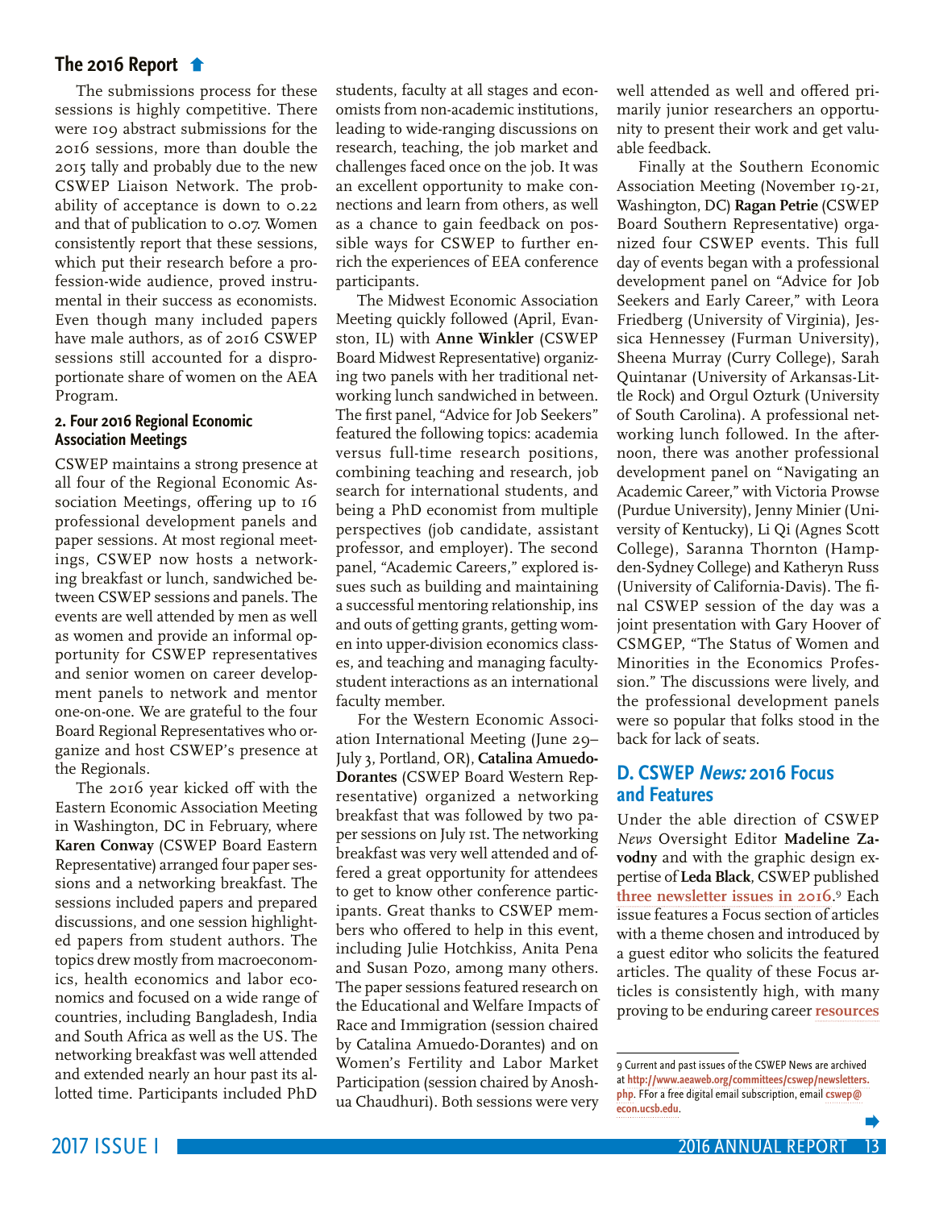## The 2016 Report

The submissions process for these sessions is highly competitive. There were 109 abstract submissions for the 2016 sessions, more than double the 2015 tally and probably due to the new CSWEP Liaison Network. The probability of acceptance is down to 0.22 and that of publication to 0.07. Women consistently report that these sessions, which put their research before a profession-wide audience, proved instrumental in their success as economists. Even though many included papers have male authors, as of 2016 CSWEP sessions still accounted for a disproportionate share of women on the AEA Program.

### 2. Four 2016 Regional Economic Association Meetings

CSWEP maintains a strong presence at all four of the Regional Economic Association Meetings, offering up to 16 professional development panels and paper sessions. At most regional meetings, CSWEP now hosts a networking breakfast or lunch, sandwiched between CSWEP sessions and panels. The events are well attended by men as well as women and provide an informal opportunity for CSWEP representatives and senior women on career development panels to network and mentor one-on-one. We are grateful to the four Board Regional Representatives who organize and host CSWEP's presence at the Regionals.

The 2016 year kicked off with the Eastern Economic Association Meeting in Washington, DC in February, where **Karen Conway** (CSWEP Board Eastern Representative) arranged four paper sessions and a networking breakfast. The sessions included papers and prepared discussions, and one session highlighted papers from student authors. The topics drew mostly from macroeconomics, health economics and labor economics and focused on a wide range of countries, including Bangladesh, India and South Africa as well as the US. The networking breakfast was well attended and extended nearly an hour past its allotted time. Participants included PhD students, faculty at all stages and economists from non-academic institutions, leading to wide-ranging discussions on research, teaching, the job market and challenges faced once on the job. It was an excellent opportunity to make connections and learn from others, as well as a chance to gain feedback on possible ways for CSWEP to further enrich the experiences of EEA conference participants.

The Midwest Economic Association Meeting quickly followed (April, Evanston, IL) with **Anne Winkler** (CSWEP Board Midwest Representative) organizing two panels with her traditional networking lunch sandwiched in between. The first panel, "Advice for Job Seekers" featured the following topics: academia versus full-time research positions, combining teaching and research, job search for international students, and being a PhD economist from multiple perspectives (job candidate, assistant professor, and employer). The second panel, "Academic Careers," explored issues such as building and maintaining a successful mentoring relationship, ins and outs of getting grants, getting women into upper-division economics classes, and teaching and managing faculty-student interactions as an international faculty member.

For the Western Economic Association International Meeting (June 29–July 3, Portland, OR), **Catalina Amuedo-Dorantes** (CSWEP Board Western Representative) organized a networking breakfast that was followed by two paper sessions on July 1st. The networking breakfast was very well attended and offered a great opportunity for attendees to get to know other conference participants. Great thanks to CSWEP members who offered to help in this event, including Julie Hotchkiss, Anita Pena and Susan Pozo, among many others. The paper sessions featured research on the Educational and Welfare Impacts of Race and Immigration (session chaired by Catalina Amuedo-Dorantes) and on Women's Fertility and Labor Market Participation (session chaired by Anoshua Chaudhuri). Both sessions were very well attended as well and offered primarily junior researchers an opportunity to present their work and get valuable feedback.

Finally at the Southern Economic Association Meeting (November 19-21, Washington, DC) **Ragan Petrie** (CSWEP Board Southern Representative) organized four CSWEP events. This full day of events began with a professional development panel on "Advice for Job Seekers and Early Career," with Leora Friedberg (University of Virginia), Jessica Hennessey (Furman University), Sheena Murray (Curry College), Sarah Quintanar (University of Arkansas-Little Rock) and Orgul Ozturk (University of South Carolina). A professional networking lunch followed. In the afternoon, there was another professional development panel on "Navigating an Academic Career," with Victoria Prowse (Purdue University), Jenny Minier (University of Kentucky), Li Qi (Agnes Scott College), Saranna Thornton (Hampden-Sydney College) and Katheryn Russ (University of California-Davis). The final CSWEP session of the day was a joint presentation with Gary Hoover of CSMGEP, "The Status of Women and Minorities in the Economics Profession." The discussions were lively, and the professional development panels were so popular that folks stood in the back for lack of seats.

## D. CSWEP *News:* 2016 Focus and Features

Under the able direction of CSWEP *News* Oversight Editor **Madeline Zavodny** and with the graphic design expertise of **Leda Black**, CSWEP published three newsletter issues in 2016.[9] Each issue features a Focus section of articles with a theme chosen and introduced by a guest editor who solicits the featured articles. The quality of these Focus articles is consistently high, with many proving to be enduring career resources

---

9 Current and past issues of the CSWEP News are archived at http://www.aeaweb.org/committees/cswep/newsletters.php. FFor a free digital email subscription, email cswep@econ.ucsb.edu.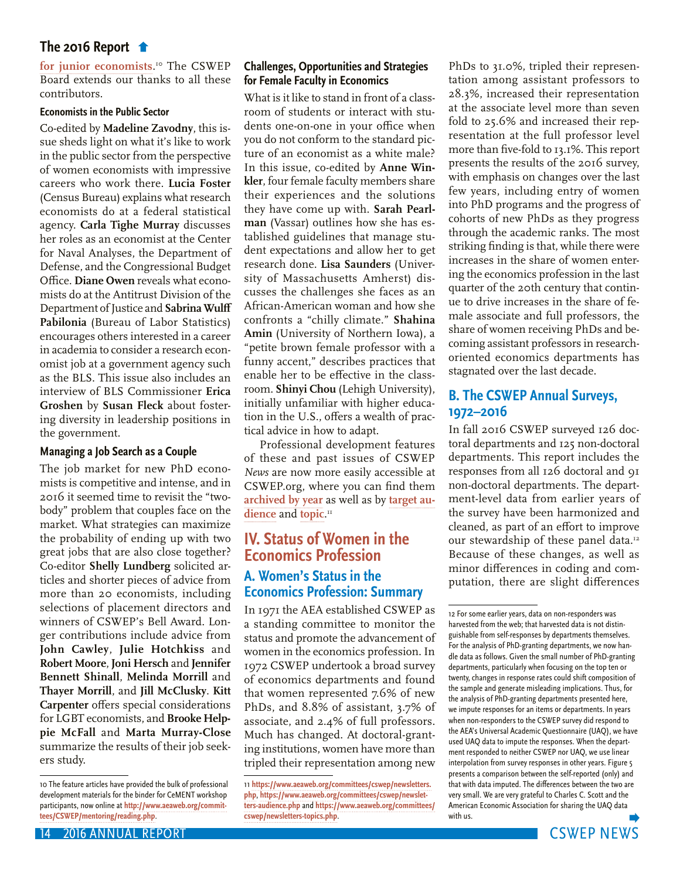## The 2016 Report

for junior economists.[10] The CSWEP Board extends our thanks to all these contributors.

#### Economists in the Public Sector

Co-edited by **Madeline Zavodny**, this issue sheds light on what it's like to work in the public sector from the perspective of women economists with impressive careers who work there. **Lucia Foster** (Census Bureau) explains what research economists do at a federal statistical agency. **Carla Tighe Murray** discusses her roles as an economist at the Center for Naval Analyses, the Department of Defense, and the Congressional Budget Office. **Diane Owen** reveals what economists do at the Antitrust Division of the Department of Justice and **Sabrina Wulff Pabilonia** (Bureau of Labor Statistics) encourages others interested in a career in academia to consider a research economist job at a government agency such as the BLS. This issue also includes an interview of BLS Commissioner **Erica Groshen** by **Susan Fleck** about fostering diversity in leadership positions in the government.

#### Managing a Job Search as a Couple

The job market for new PhD economists is competitive and intense, and in 2016 it seemed time to revisit the "two-body" problem that couples face on the market. What strategies can maximize the probability of ending up with two great jobs that are also close together? Co-editor **Shelly Lundberg** solicited articles and shorter pieces of advice from more than 20 economists, including selections of placement directors and winners of CSWEP's Bell Award. Longer contributions include advice from **John Cawley**, **Julie Hotchkiss** and **Robert Moore**, **Joni Hersch** and **Jennifer Bennett Shinall**, **Melinda Morrill** and **Thayer Morrill**, and **Jill McClusky**. **Kitt Carpenter** offers special considerations for LGBT economists, and **Brooke Helppie McFall** and **Marta Murray-Close** summarize the results of their job seekers study.

#### Challenges, Opportunities and Strategies for Female Faculty in Economics

What is it like to stand in front of a classroom of students or interact with students one-on-one in your office when you do not conform to the standard picture of an economist as a white male? In this issue, co-edited by **Anne Winkler**, four female faculty members share their experiences and the solutions they have come up with. **Sarah Pearlman** (Vassar) outlines how she has established guidelines that manage student expectations and allow her to get research done. **Lisa Saunders** (University of Massachusetts Amherst) discusses the challenges she faces as an African-American woman and how she confronts a "chilly climate." **Shahina Amin** (University of Northern Iowa), a "petite brown female professor with a funny accent," describes practices that enable her to be effective in the classroom. **Shinyi Chou** (Lehigh University), initially unfamiliar with higher education in the U.S., offers a wealth of practical advice in how to adapt.

Professional development features of these and past issues of CSWEP *News* are now more easily accessible at CSWEP.org, where you can find them archived by year as well as by target audience and topic.[11]

## IV. Status of Women in the Economics Profession

### A. Women's Status in the Economics Profession: Summary

In 1971 the AEA established CSWEP as a standing committee to monitor the status and promote the advancement of women in the economics profession. In 1972 CSWEP undertook a broad survey of economics departments and found that women represented 7.6% of new PhDs, and 8.8% of assistant, 3.7% of associate, and 2.4% of full professors. Much has changed. At doctoral-granting institutions, women have more than tripled their representation among new PhDs to 31.0%, tripled their representation among assistant professors to 28.3%, increased their representation at the associate level more than seven fold to 25.6% and increased their representation at the full professor level more than five-fold to 13.1%. This report presents the results of the 2016 survey, with emphasis on changes over the last few years, including entry of women into PhD programs and the progress of cohorts of new PhDs as they progress through the academic ranks. The most striking finding is that, while there were increases in the share of women entering the economics profession in the last quarter of the 20th century that continue to drive increases in the share of female associate and full professors, the share of women receiving PhDs and becoming assistant professors in research-oriented economics departments has stagnated over the last decade.

### B. The CSWEP Annual Surveys, 1972–2016

In fall 2016 CSWEP surveyed 126 doctoral departments and 125 non-doctoral departments. This report includes the responses from all 126 doctoral and 91 non-doctoral departments. The department-level data from earlier years of the survey have been harmonized and cleaned, as part of an effort to improve our stewardship of these panel data.[12] Because of these changes, as well as minor differences in coding and computation, there are slight differences

---

[10] The feature articles have provided the bulk of professional development materials for the binder for CeMENT workshop participants, now online at http://www.aeaweb.org/committees/CSWEP/mentoring/reading.php.

[11] https://www.aeaweb.org/committees/cswep/newsletters.php, https://www.aeaweb.org/committees/cswep/newsletters-audience.php and https://www.aeaweb.org/committees/cswep/newsletters-topics.php.

[12] For some earlier years, data on non-responders was harvested from the web; that harvested data is not distinguishable from self-responses by departments themselves. For the analysis of PhD-granting departments, we now handle data as follows. Given the small number of PhD-granting departments, particularly when focusing on the top ten or twenty, changes in response rates could shift composition of the sample and generate misleading implications. Thus, for the analysis of PhD-granting departments presented here, we impute responses for an items or departments. In years when non-responders to the CSWEP survey did respond to the AEA's Universal Academic Questionnaire (UAQ), we have used UAQ data to impute the responses. When the department responded to neither CSWEP nor UAQ, we use linear interpolation from survey responses in other years. Figure 5 presents a comparison between the self-reported (only) and that with data imputed. The differences between the two are very small. We are very grateful to Charles C. Scott and the American Economic Association for sharing the UAQ data with us.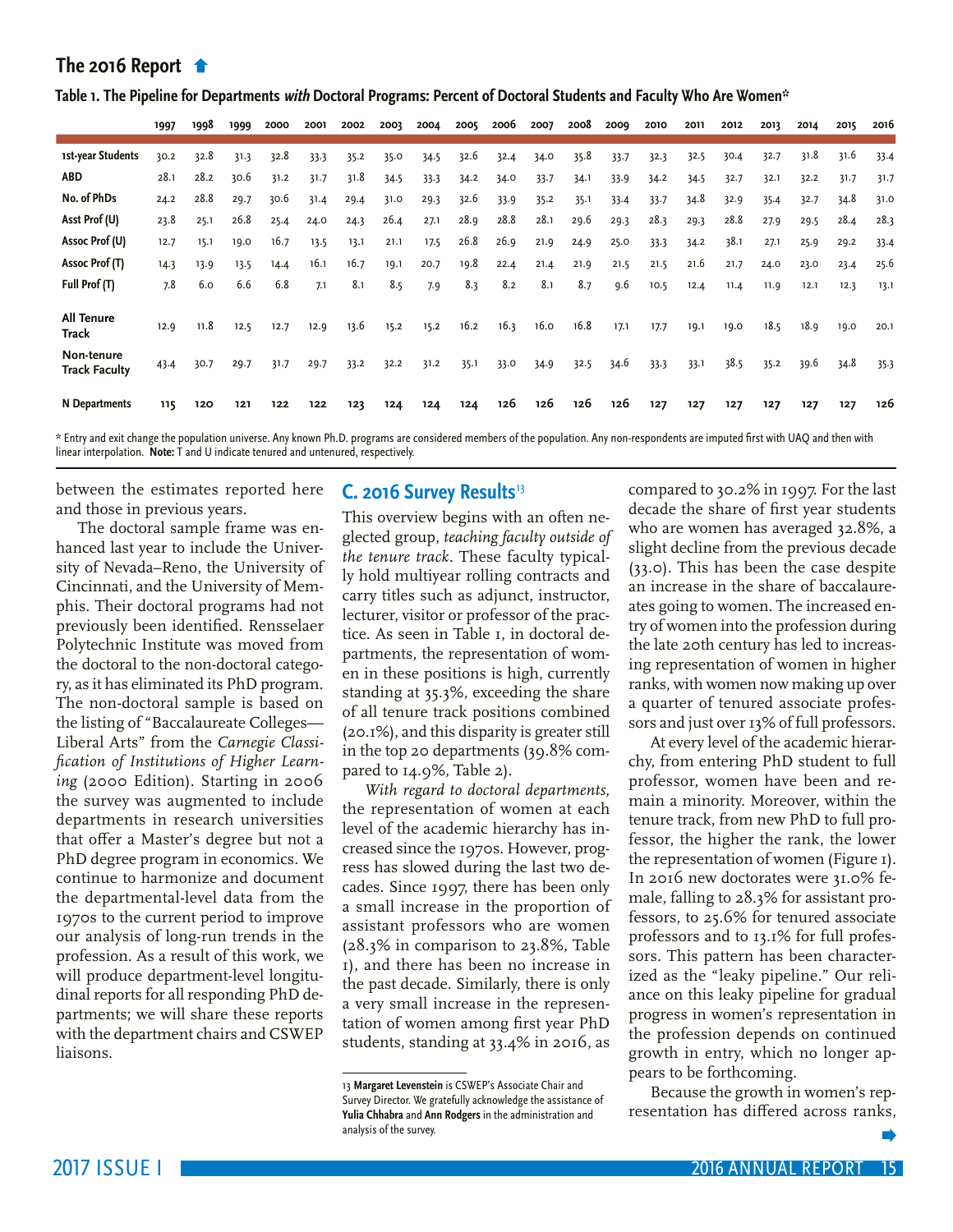## The 2016 Report

**Table 1. The Pipeline for Departments *with* Doctoral Programs: Percent of Doctoral Students and Faculty Who Are Women***

| | 1997 | 1998 | 1999 | 2000 | 2001 | 2002 | 2003 | 2004 | 2005 | 2006 | 2007 | 2008 | 2009 | 2010 | 2011 | 2012 | 2013 | 2014 | 2015 | 2016 |
|---|---|---|---|---|---|---|---|---|---|---|---|---|---|---|---|---|---|---|---|---|
| 1st-year Students | 30.2 | 32.8 | 31.3 | 32.8 | 33.3 | 35.2 | 35.0 | 34.5 | 32.6 | 32.4 | 34.0 | 35.8 | 33.7 | 32.3 | 32.5 | 30.4 | 32.7 | 31.8 | 31.6 | 33.4 |
| ABD | 28.1 | 28.2 | 30.6 | 31.2 | 31.7 | 31.8 | 34.5 | 33.3 | 34.2 | 34.0 | 33.7 | 34.1 | 33.9 | 34.2 | 34.5 | 32.7 | 32.1 | 32.2 | 31.7 | 31.7 |
| No. of PhDs | 24.2 | 28.8 | 29.7 | 30.6 | 31.4 | 29.4 | 31.0 | 29.3 | 32.6 | 33.9 | 35.2 | 35.1 | 33.4 | 33.7 | 34.8 | 32.9 | 35.4 | 32.7 | 34.8 | 31.0 |
| Asst Prof (U) | 23.8 | 25.1 | 26.8 | 25.4 | 24.0 | 24.3 | 26.4 | 27.1 | 28.9 | 28.8 | 28.1 | 29.6 | 29.3 | 28.3 | 29.3 | 28.8 | 27.9 | 29.5 | 28.4 | 28.3 |
| Assoc Prof (U) | 12.7 | 15.1 | 19.0 | 16.7 | 13.5 | 13.1 | 21.1 | 17.5 | 26.8 | 26.9 | 21.9 | 24.9 | 25.0 | 33.3 | 34.2 | 38.1 | 27.1 | 25.9 | 29.2 | 33.4 |
| Assoc Prof (T) | 14.3 | 13.9 | 13.5 | 14.4 | 16.1 | 16.7 | 19.1 | 20.7 | 19.8 | 22.4 | 21.4 | 21.9 | 21.5 | 21.5 | 21.6 | 21.7 | 24.0 | 23.0 | 23.4 | 25.6 |
| Full Prof (T) | 7.8 | 6.0 | 6.6 | 6.8 | 7.1 | 8.1 | 8.5 | 7.9 | 8.3 | 8.2 | 8.1 | 8.7 | 9.6 | 10.5 | 12.4 | 11.4 | 11.9 | 12.1 | 12.3 | 13.1 |
| All Tenure Track | 12.9 | 11.8 | 12.5 | 12.7 | 12.9 | 13.6 | 15.2 | 15.2 | 16.2 | 16.3 | 16.0 | 16.8 | 17.1 | 17.7 | 19.1 | 19.0 | 18.5 | 18.9 | 19.0 | 20.1 |
| Non-tenure Track Faculty | 43.4 | 30.7 | 29.7 | 31.7 | 29.7 | 33.2 | 32.2 | 31.2 | 35.1 | 33.0 | 34.9 | 32.5 | 34.6 | 33.3 | 33.1 | 38.5 | 35.2 | 39.6 | 34.8 | 35.3 |
| N Departments | 115 | 120 | 121 | 122 | 122 | 123 | 124 | 124 | 124 | 126 | 126 | 126 | 126 | 127 | 127 | 127 | 127 | 127 | 127 | 126 |

* Entry and exit change the population universe. Any known Ph.D. programs are considered members of the population. Any non-respondents are imputed first with UAQ and then with linear interpolation. **Note:** T and U indicate tenured and untenured, respectively.

between the estimates reported here and those in previous years.

The doctoral sample frame was enhanced last year to include the University of Nevada–Reno, the University of Cincinnati, and the University of Memphis. Their doctoral programs had not previously been identified. Rensselaer Polytechnic Institute was moved from the doctoral to the non-doctoral category, as it has eliminated its PhD program. The non-doctoral sample is based on the listing of "Baccalaureate Colleges—Liberal Arts" from the *Carnegie Classification of Institutions of Higher Learning* (2000 Edition). Starting in 2006 the survey was augmented to include departments in research universities that offer a Master's degree but not a PhD degree program in economics. We continue to harmonize and document the departmental-level data from the 1970s to the current period to improve our analysis of long-run trends in the profession. As a result of this work, we will produce department-level longitudinal reports for all responding PhD departments; we will share these reports with the department chairs and CSWEP liaisons.

## C. 2016 Survey Results[13]

This overview begins with an often neglected group, *teaching faculty outside of the tenure track*. These faculty typically hold multiyear rolling contracts and carry titles such as adjunct, instructor, lecturer, visitor or professor of the practice. As seen in Table 1, in doctoral departments, the representation of women in these positions is high, currently standing at 35.3%, exceeding the share of all tenure track positions combined (20.1%), and this disparity is greater still in the top 20 departments (39.8% compared to 14.9%, Table 2).

*With regard to doctoral departments*, the representation of women at each level of the academic hierarchy has increased since the 1970s. However, progress has slowed during the last two decades. Since 1997, there has been only a small increase in the proportion of assistant professors who are women (28.3% in comparison to 23.8%, Table 1), and there has been no increase in the past decade. Similarly, there is only a very small increase in the representation of women among first year PhD students, standing at 33.4% in 2016, as compared to 30.2% in 1997. For the last decade the share of first year students who are women has averaged 32.8%, a slight decline from the previous decade (33.0). This has been the case despite an increase in the share of baccalaureates going to women. The increased entry of women into the profession during the late 20th century has led to increasing representation of women in higher ranks, with women now making up over a quarter of tenured associate professors and just over 13% of full professors.

At every level of the academic hierarchy, from entering PhD student to full professor, women have been and remain a minority. Moreover, within the tenure track, from new PhD to full professor, the higher the rank, the lower the representation of women (Figure 1). In 2016 new doctorates were 31.0% female, falling to 28.3% for assistant professors, to 25.6% for tenured associate professors and to 13.1% for full professors. This pattern has been characterized as the "leaky pipeline." Our reliance on this leaky pipeline for gradual progress in women's representation in the profession depends on continued growth in entry, which no longer appears to be forthcoming.

Because the growth in women's representation has differed across ranks,

13 **Margaret Levenstein** is CSWEP's Associate Chair and Survey Director. We gratefully acknowledge the assistance of **Yulia Chhabra** and **Ann Rodgers** in the administration and analysis of the survey.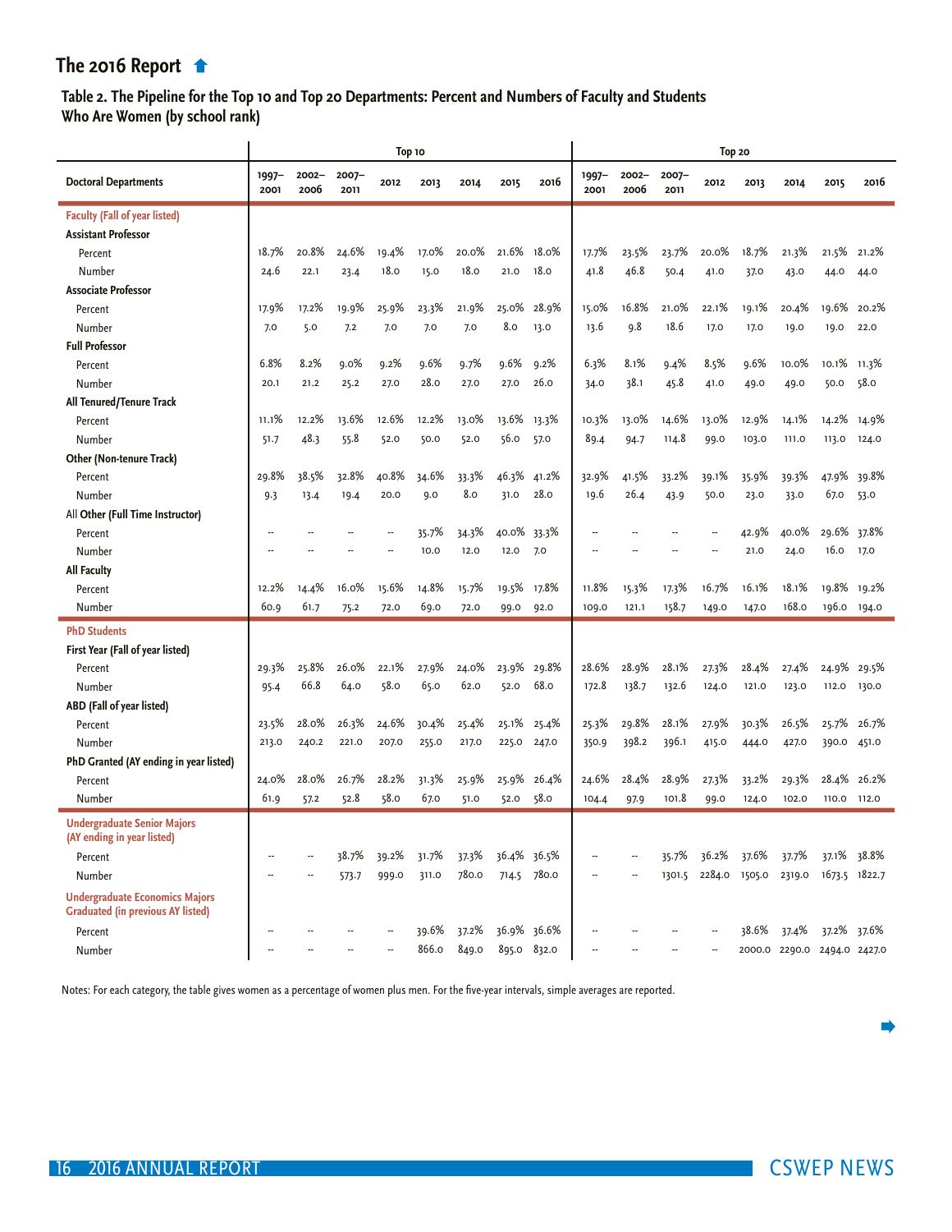## The 2016 Report

**Table 2. The Pipeline for the Top 10 and Top 20 Departments: Percent and Numbers of Faculty and Students Who Are Women (by school rank)**

| | Top 10 | | | | | | | | Top 20 | | | | | | | |
|---|---|---|---|---|---|---|---|---|---|---|---|---|---|---|---|---|
| **Doctoral Departments** | 1997–2001 | 2002–2006 | 2007–2011 | 2012 | 2013 | 2014 | 2015 | 2016 | 1997–2001 | 2002–2006 | 2007–2011 | 2012 | 2013 | 2014 | 2015 | 2016 |
| **Faculty (Fall of year listed)** | | | | | | | | | | | | | | | | |
| **Assistant Professor** | | | | | | | | | | | | | | | | |
| Percent | 18.7% | 20.8% | 24.6% | 19.4% | 17.0% | 20.0% | 21.6% | 18.0% | 17.7% | 23.5% | 23.7% | 20.0% | 18.7% | 21.3% | 21.5% | 21.2% |
| Number | 24.6 | 22.1 | 23.4 | 18.0 | 15.0 | 18.0 | 21.0 | 18.0 | 41.8 | 46.8 | 50.4 | 41.0 | 37.0 | 43.0 | 44.0 | 44.0 |
| **Associate Professor** | | | | | | | | | | | | | | | | |
| Percent | 17.9% | 17.2% | 19.9% | 25.9% | 23.3% | 21.9% | 25.0% | 28.9% | 15.0% | 16.8% | 21.0% | 22.1% | 19.1% | 20.4% | 19.6% | 20.2% |
| Number | 7.0 | 5.0 | 7.2 | 7.0 | 7.0 | 7.0 | 8.0 | 13.0 | 13.6 | 9.8 | 18.6 | 17.0 | 17.0 | 19.0 | 19.0 | 22.0 |
| **Full Professor** | | | | | | | | | | | | | | | | |
| Percent | 6.8% | 8.2% | 9.0% | 9.2% | 9.6% | 9.7% | 9.6% | 9.2% | 6.3% | 8.1% | 9.4% | 8.5% | 9.6% | 10.0% | 10.1% | 11.3% |
| Number | 20.1 | 21.2 | 25.2 | 27.0 | 28.0 | 27.0 | 27.0 | 26.0 | 34.0 | 38.1 | 45.8 | 41.0 | 49.0 | 49.0 | 50.0 | 58.0 |
| **All Tenured/Tenure Track** | | | | | | | | | | | | | | | | |
| Percent | 11.1% | 12.2% | 13.6% | 12.6% | 12.2% | 13.0% | 13.6% | 13.3% | 10.3% | 13.0% | 14.6% | 13.0% | 12.9% | 14.1% | 14.2% | 14.9% |
| Number | 51.7 | 48.3 | 55.8 | 52.0 | 50.0 | 52.0 | 56.0 | 57.0 | 89.4 | 94.7 | 114.8 | 99.0 | 103.0 | 111.0 | 113.0 | 124.0 |
| **Other (Non-tenure Track)** | | | | | | | | | | | | | | | | |
| Percent | 29.8% | 38.5% | 32.8% | 40.8% | 34.6% | 33.3% | 46.3% | 41.2% | 32.9% | 41.5% | 33.2% | 39.1% | 35.9% | 39.3% | 47.9% | 39.8% |
| Number | 9.3 | 13.4 | 19.4 | 20.0 | 9.0 | 8.0 | 31.0 | 28.0 | 19.6 | 26.4 | 43.9 | 50.0 | 23.0 | 33.0 | 67.0 | 53.0 |
| **All Other (Full Time Instructor)** | | | | | | | | | | | | | | | | |
| Percent | -- | -- | -- | -- | 35.7% | 34.3% | 40.0% | 33.3% | -- | -- | -- | -- | 42.9% | 40.0% | 29.6% | 37.8% |
| Number | -- | -- | -- | -- | 10.0 | 12.0 | 12.0 | 7.0 | -- | -- | -- | -- | 21.0 | 24.0 | 16.0 | 17.0 |
| **All Faculty** | | | | | | | | | | | | | | | | |
| Percent | 12.2% | 14.4% | 16.0% | 15.6% | 14.8% | 15.7% | 19.5% | 17.8% | 11.8% | 15.3% | 17.3% | 16.7% | 16.1% | 18.1% | 19.8% | 19.2% |
| Number | 60.9 | 61.7 | 75.2 | 72.0 | 69.0 | 72.0 | 99.0 | 92.0 | 109.0 | 121.1 | 158.7 | 149.0 | 147.0 | 168.0 | 196.0 | 194.0 |
| **PhD Students** | | | | | | | | | | | | | | | | |
| **First Year (Fall of year listed)** | | | | | | | | | | | | | | | | |
| Percent | 29.3% | 25.8% | 26.0% | 22.1% | 27.9% | 24.0% | 23.9% | 29.8% | 28.6% | 28.9% | 28.1% | 27.3% | 28.4% | 27.4% | 24.9% | 29.5% |
| Number | 95.4 | 66.8 | 64.0 | 58.0 | 65.0 | 62.0 | 52.0 | 68.0 | 172.8 | 138.7 | 132.6 | 124.0 | 121.0 | 123.0 | 112.0 | 130.0 |
| **ABD (Fall of year listed)** | | | | | | | | | | | | | | | | |
| Percent | 23.5% | 28.0% | 26.3% | 24.6% | 30.4% | 25.4% | 25.1% | 25.4% | 25.3% | 29.8% | 28.1% | 27.9% | 30.3% | 26.5% | 25.7% | 26.7% |
| Number | 213.0 | 240.2 | 221.0 | 207.0 | 255.0 | 217.0 | 225.0 | 247.0 | 350.9 | 398.2 | 396.1 | 415.0 | 444.0 | 427.0 | 390.0 | 451.0 |
| **PhD Granted (AY ending in year listed)** | | | | | | | | | | | | | | | | |
| Percent | 24.0% | 28.0% | 26.7% | 28.2% | 31.3% | 25.9% | 25.9% | 26.4% | 24.6% | 28.4% | 28.9% | 27.3% | 33.2% | 29.3% | 28.4% | 26.2% |
| Number | 61.9 | 57.2 | 52.8 | 58.0 | 67.0 | 51.0 | 52.0 | 58.0 | 104.4 | 97.9 | 101.8 | 99.0 | 124.0 | 102.0 | 110.0 | 112.0 |
| **Undergraduate Senior Majors (AY ending in year listed)** | | | | | | | | | | | | | | | | |
| Percent | -- | -- | 38.7% | 39.2% | 31.7% | 37.3% | 36.4% | 36.5% | -- | -- | 35.7% | 36.2% | 37.6% | 37.7% | 37.1% | 38.8% |
| Number | -- | -- | 573.7 | 999.0 | 311.0 | 780.0 | 714.5 | 780.0 | -- | -- | 1301.5 | 2284.0 | 1505.0 | 2319.0 | 1673.5 | 1822.7 |
| **Undergraduate Economics Majors Graduated (in previous AY listed)** | | | | | | | | | | | | | | | | |
| Percent | -- | -- | -- | -- | 39.6% | 37.2% | 36.9% | 36.6% | -- | -- | -- | -- | 38.6% | 37.4% | 37.2% | 37.6% |
| Number | -- | -- | -- | -- | 866.0 | 849.0 | 895.0 | 832.0 | -- | -- | -- | -- | 2000.0 | 2290.0 | 2494.0 | 2427.0 |

Notes: For each category, the table gives women as a percentage of women plus men. For the five-year intervals, simple averages are reported.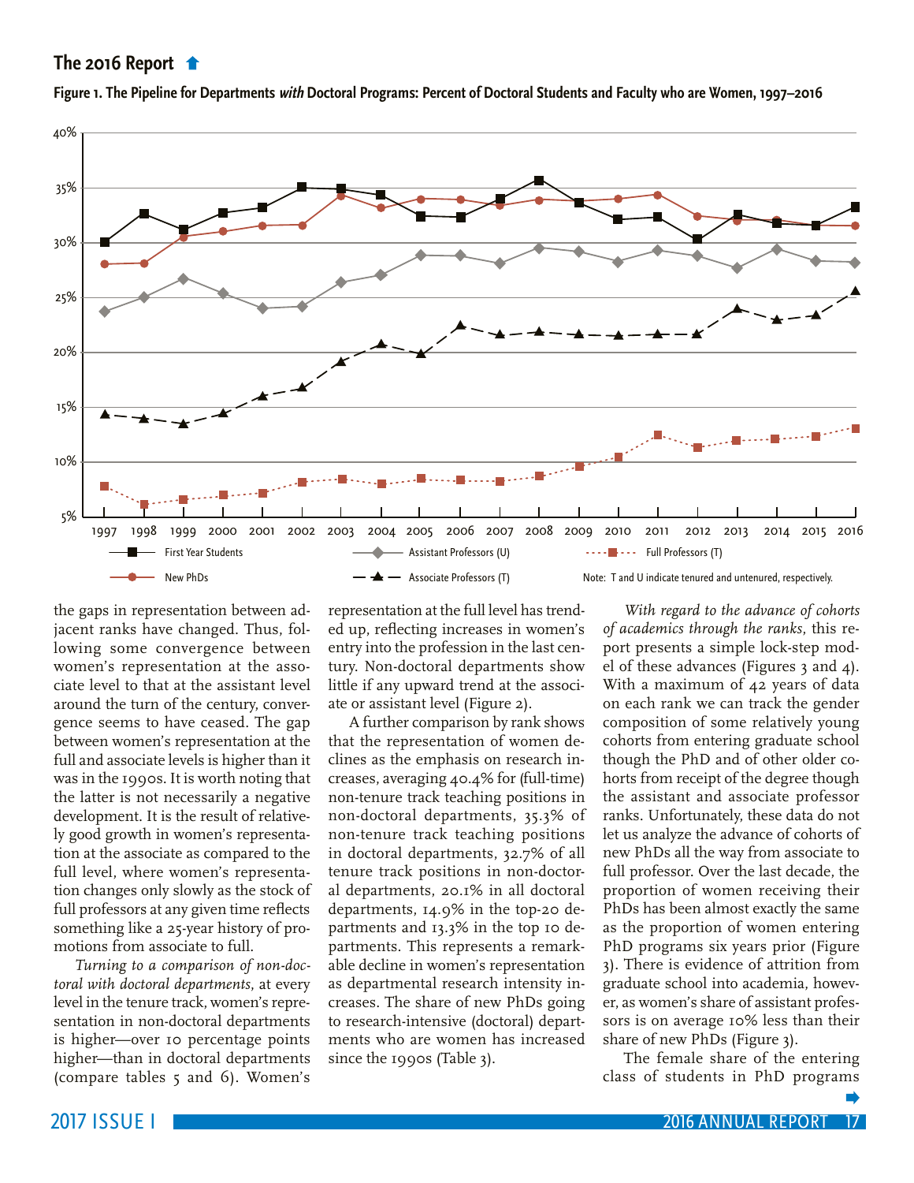## The 2016 Report

**Figure 1. The Pipeline for Departments *with* Doctoral Programs: Percent of Doctoral Students and Faculty who are Women, 1997–2016**

Note: T and U indicate tenured and untenured, respectively.

the gaps in representation between adjacent ranks have changed. Thus, following some convergence between women's representation at the associate level to that at the assistant level around the turn of the century, convergence seems to have ceased. The gap between women's representation at the full and associate levels is higher than it was in the 1990s. It is worth noting that the latter is not necessarily a negative development. It is the result of relatively good growth in women's representation at the associate as compared to the full level, where women's representation changes only slowly as the stock of full professors at any given time reflects something like a 25-year history of promotions from associate to full.

*Turning to a comparison of non-doctoral with doctoral departments*, at every level in the tenure track, women's representation in non-doctoral departments is higher—over 10 percentage points higher—than in doctoral departments (compare tables 5 and 6). Women's representation at the full level has trended up, reflecting increases in women's entry into the profession in the last century. Non-doctoral departments show little if any upward trend at the associate or assistant level (Figure 2).

A further comparison by rank shows that the representation of women declines as the emphasis on research increases, averaging 40.4% for (full-time) non-tenure track teaching positions in non-doctoral departments, 35.3% of non-tenure track teaching positions in doctoral departments, 32.7% of all tenure track positions in non-doctoral departments, 20.1% in all doctoral departments, 14.9% in the top-20 departments and 13.3% in the top 10 departments. This represents a remarkable decline in women's representation as departmental research intensity increases. The share of new PhDs going to research-intensive (doctoral) departments who are women has increased since the 1990s (Table 3).

*With regard to the advance of cohorts of academics through the ranks*, this report presents a simple lock-step model of these advances (Figures 3 and 4). With a maximum of 42 years of data on each rank we can track the gender composition of some relatively young cohorts from entering graduate school though the PhD and of other older cohorts from receipt of the degree though the assistant and associate professor ranks. Unfortunately, these data do not let us analyze the advance of cohorts of new PhDs all the way from associate to full professor. Over the last decade, the proportion of women receiving their PhDs has been almost exactly the same as the proportion of women entering PhD programs six years prior (Figure 3). There is evidence of attrition from graduate school into academia, however, as women's share of assistant professors is on average 10% less than their share of new PhDs (Figure 3).

The female share of the entering class of students in PhD programs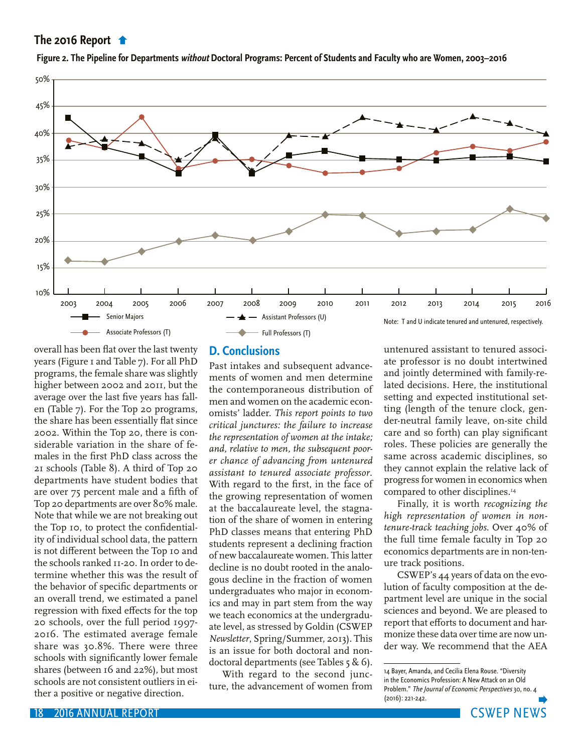## The 2016 Report

**Figure 2. The Pipeline for Departments *without* Doctoral Programs: Percent of Students and Faculty who are Women, 2003–2016**

Note: T and U indicate tenured and untenured, respectively.

overall has been flat over the last twenty years (Figure 1 and Table 7). For all PhD programs, the female share was slightly higher between 2002 and 2011, but the average over the last five years has fallen (Table 7). For the Top 20 programs, the share has been essentially flat since 2002. Within the Top 20, there is considerable variation in the share of females in the first PhD class across the 21 schools (Table 8). A third of Top 20 departments have student bodies that are over 75 percent male and a fifth of Top 20 departments are over 80% male. Note that while we are not breaking out the Top 10, to protect the confidentiality of individual school data, the pattern is not different between the Top 10 and the schools ranked 11-20. In order to determine whether this was the result of the behavior of specific departments or an overall trend, we estimated a panel regression with fixed effects for the top 20 schools, over the full period 1997-2016. The estimated average female share was 30.8%. There were three schools with significantly lower female shares (between 16 and 22%), but most schools are not consistent outliers in either a positive or negative direction.

## D. Conclusions

Past intakes and subsequent advancements of women and men determine the contemporaneous distribution of men and women on the academic economists' ladder. *This report points to two critical junctures: the failure to increase the representation of women at the intake; and, relative to men, the subsequent poorer chance of advancing from untenured assistant to tenured associate professor.* With regard to the first, in the face of the growing representation of women at the baccalaureate level, the stagnation of the share of women in entering PhD classes means that entering PhD students represent a declining fraction of new baccalaureate women. This latter decline is no doubt rooted in the analogous decline in the fraction of women undergraduates who major in economics and may in part stem from the way we teach economics at the undergraduate level, as stressed by Goldin (CSWEP *Newsletter*, Spring/Summer, 2013). This is an issue for both doctoral and non-doctoral departments (see Tables 5 & 6).

With regard to the second juncture, the advancement of women from untenured assistant to tenured associate professor is no doubt intertwined and jointly determined with family-related decisions. Here, the institutional setting and expected institutional setting (length of the tenure clock, gender-neutral family leave, on-site child care and so forth) can play significant roles. These policies are generally the same across academic disciplines, so they cannot explain the relative lack of progress for women in economics when compared to other disciplines.[14]

Finally, it is worth *recognizing the high representation of women in non-tenure-track teaching jobs.* Over 40% of the full time female faculty in Top 20 economics departments are in non-tenure track positions.

CSWEP's 44 years of data on the evolution of faculty composition at the department level are unique in the social sciences and beyond. We are pleased to report that efforts to document and harmonize these data over time are now under way. We recommend that the AEA

[14] Bayer, Amanda, and Cecilia Elena Rouse. "Diversity in the Economics Profession: A New Attack on an Old Problem." *The Journal of Economic Perspectives* 30, no. 4 (2016): 221-242.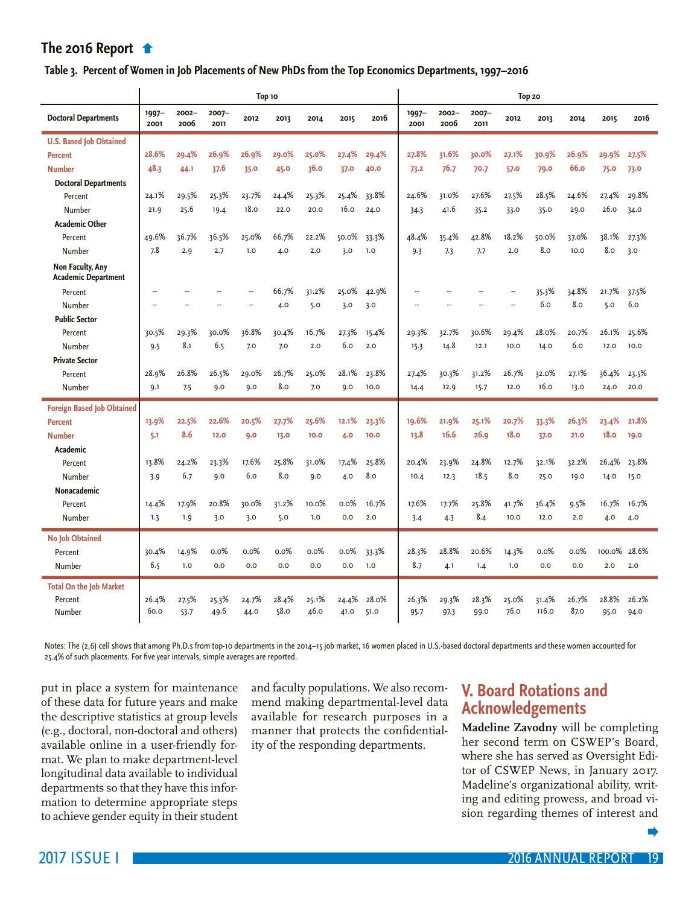## The 2016 Report

**Table 3. Percent of Women in Job Placements of New PhDs from the Top Economics Departments, 1997–2016**

| | Top 10 | | | | | | | | Top 20 | | | | | | | |
|---|---|---|---|---|---|---|---|---|---|---|---|---|---|---|---|---|
| Doctoral Departments | 1997–2001 | 2002–2006 | 2007–2011 | 2012 | 2013 | 2014 | 2015 | 2016 | 1997–2001 | 2002–2006 | 2007–2011 | 2012 | 2013 | 2014 | 2015 | 2016 |
| **U.S. Based Job Obtained** | | | | | | | | | | | | | | | | |
| **Percent** | **28.6%** | **29.4%** | **26.9%** | **26.9%** | **29.0%** | **25.0%** | **27.4%** | **29.4%** | **27.8%** | **31.6%** | **30.0%** | **27.1%** | **30.9%** | **26.9%** | **29.9%** | **27.5%** |
| **Number** | **48.3** | **44.1** | **37.6** | **35.0** | **45.0** | **36.0** | **37.0** | **40.0** | **73.2** | **76.7** | **70.7** | **57.0** | **79.0** | **66.0** | **75.0** | **73.0** |
| Doctoral Departments | | | | | | | | | | | | | | | | |
| Percent | 24.1% | 29.5% | 25.3% | 23.7% | 24.4% | 25.3% | 25.4% | 33.8% | 24.6% | 31.0% | 27.6% | 27.5% | 28.5% | 24.6% | 27.4% | 29.8% |
| Number | 21.9 | 25.6 | 19.4 | 18.0 | 22.0 | 20.0 | 16.0 | 24.0 | 34.3 | 41.6 | 35.2 | 33.0 | 35.0 | 29.0 | 26.0 | 34.0 |
| Academic Other | | | | | | | | | | | | | | | | |
| Percent | 49.6% | 36.7% | 36.5% | 25.0% | 66.7% | 22.2% | 50.0% | 33.3% | 48.4% | 35.4% | 42.8% | 18.2% | 50.0% | 37.0% | 38.1% | 27.3% |
| Number | 7.8 | 2.9 | 2.7 | 1.0 | 4.0 | 2.0 | 3.0 | 1.0 | 9.3 | 7.3 | 7.7 | 2.0 | 8.0 | 10.0 | 8.0 | 3.0 |
| Non Faculty, Any Academic Department | | | | | | | | | | | | | | | | |
| Percent | -- | -- | -- | -- | 66.7% | 31.2% | 25.0% | 42.9% | -- | -- | -- | -- | 35.3% | 34.8% | 21.7% | 37.5% |
| Number | -- | -- | -- | -- | 4.0 | 5.0 | 3.0 | 3.0 | -- | -- | -- | -- | 6.0 | 8.0 | 5.0 | 6.0 |
| Public Sector | | | | | | | | | | | | | | | | |
| Percent | 30.5% | 29.3% | 30.0% | 36.8% | 30.4% | 16.7% | 27.3% | 15.4% | 29.3% | 32.7% | 30.6% | 29.4% | 28.0% | 20.7% | 26.1% | 25.6% |
| Number | 9.5 | 8.1 | 6.5 | 7.0 | 7.0 | 2.0 | 6.0 | 2.0 | 15.3 | 14.8 | 12.1 | 10.0 | 14.0 | 6.0 | 12.0 | 10.0 |
| Private Sector | | | | | | | | | | | | | | | | |
| Percent | 28.9% | 26.8% | 26.5% | 29.0% | 26.7% | 25.0% | 28.1% | 23.8% | 27.4% | 30.3% | 31.2% | 26.7% | 32.0% | 27.1% | 36.4% | 23.5% |
| Number | 9.1 | 7.5 | 9.0 | 9.0 | 8.0 | 7.0 | 9.0 | 10.0 | 14.4 | 12.9 | 15.7 | 12.0 | 16.0 | 13.0 | 24.0 | 20.0 |
| **Foreign Based Job Obtained** | | | | | | | | | | | | | | | | |
| **Percent** | **13.9%** | **22.5%** | **22.6%** | **20.5%** | **27.7%** | **25.6%** | **12.1%** | **23.3%** | **19.6%** | **21.9%** | **25.1%** | **20.7%** | **33.3%** | **26.3%** | **23.4%** | **21.8%** |
| **Number** | **5.1** | **8.6** | **12.0** | **9.0** | **13.0** | **10.0** | **4.0** | **10.0** | **13.8** | **16.6** | **26.9** | **18.0** | **37.0** | **21.0** | **18.0** | **19.0** |
| Academic | | | | | | | | | | | | | | | | |
| Percent | 13.8% | 24.2% | 23.3% | 17.6% | 25.8% | 31.0% | 17.4% | 25.8% | 20.4% | 23.9% | 24.8% | 12.7% | 32.1% | 32.2% | 26.4% | 23.8% |
| Number | 3.9 | 6.7 | 9.0 | 6.0 | 8.0 | 9.0 | 4.0 | 8.0 | 10.4 | 12.3 | 18.5 | 8.0 | 25.0 | 19.0 | 14.0 | 15.0 |
| Nonacademic | | | | | | | | | | | | | | | | |
| Percent | 14.4% | 17.9% | 20.8% | 30.0% | 31.2% | 10.0% | 0.0% | 16.7% | 17.6% | 17.7% | 25.8% | 41.7% | 36.4% | 9.5% | 16.7% | 16.7% |
| Number | 1.3 | 1.9 | 3.0 | 3.0 | 5.0 | 1.0 | 0.0 | 2.0 | 3.4 | 4.3 | 8.4 | 10.0 | 12.0 | 2.0 | 4.0 | 4.0 |
| **No Job Obtained** | | | | | | | | | | | | | | | | |
| Percent | 30.4% | 14.9% | 0.0% | 0.0% | 0.0% | 0.0% | 0.0% | 33.3% | 28.3% | 28.8% | 20.6% | 14.3% | 0.0% | 0.0% | 100.0% | 28.6% |
| Number | 6.5 | 1.0 | 0.0 | 0.0 | 0.0 | 0.0 | 0.0 | 1.0 | 8.7 | 4.1 | 1.4 | 1.0 | 0.0 | 0.0 | 2.0 | 2.0 |
| **Total On the Job Market** | | | | | | | | | | | | | | | | |
| Percent | 26.4% | 27.5% | 25.3% | 24.7% | 28.4% | 25.1% | 24.4% | 28.0% | 26.3% | 29.3% | 28.3% | 25.0% | 31.4% | 26.7% | 28.8% | 26.2% |
| Number | 60.0 | 53.7 | 49.6 | 44.0 | 58.0 | 46.0 | 41.0 | 51.0 | 95.7 | 97.3 | 99.0 | 76.0 | 116.0 | 87.0 | 95.0 | 94.0 |

Notes: The (2,6) cell shows that among Ph.D.s from top-10 departments in the 2014–15 job market, 16 women placed in U.S.-based doctoral departments and these women accounted for 25.4% of such placements. For five year intervals, simple averages are reported.

put in place a system for maintenance of these data for future years and make the descriptive statistics at group levels (e.g., doctoral, non-doctoral and others) available online in a user-friendly format. We plan to make department-level longitudinal data available to individual departments so that they have this information to determine appropriate steps to achieve gender equity in their student and faculty populations. We also recommend making departmental-level data available for research purposes in a manner that protects the confidentiality of the responding departments.

## V. Board Rotations and Acknowledgements

**Madeline Zavodny** will be completing her second term on CSWEP's Board, where she has served as Oversight Editor of CSWEP News, in January 2017. Madeline's organizational ability, writing and editing prowess, and broad vision regarding themes of interest and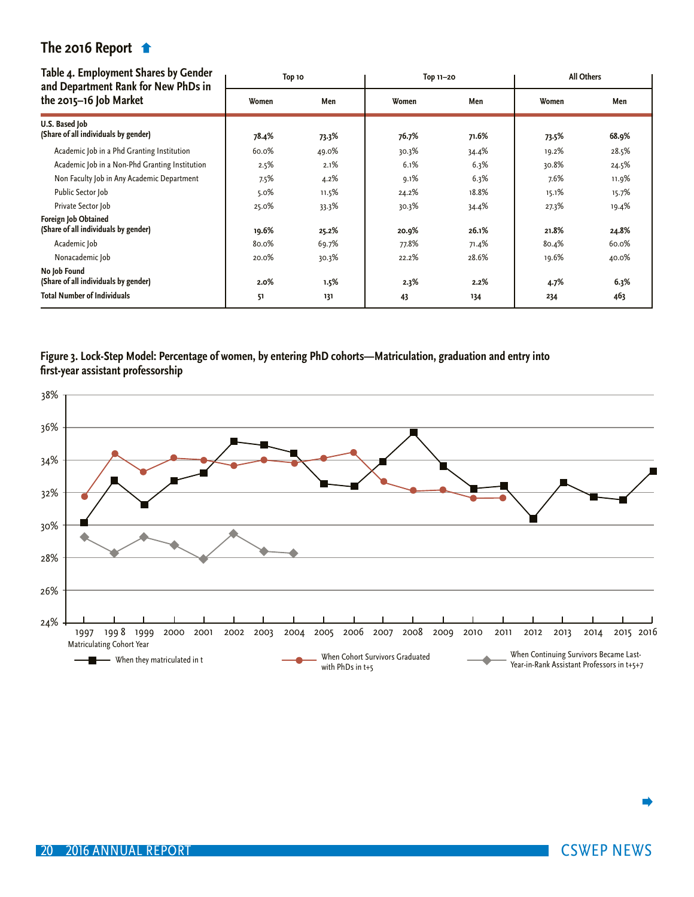## The 2016 Report

**Table 4. Employment Shares by Gender and Department Rank for New PhDs in the 2015–16 Job Market**

| | Top 10 | | Top 11–20 | | All Others | |
|---|---|---|---|---|---|---|
| | Women | Men | Women | Men | Women | Men |
| **U.S. Based Job (Share of all individuals by gender)** | **78.4%** | **73.3%** | **76.7%** | **71.6%** | **73.5%** | **68.9%** |
| Academic Job in a Phd Granting Institution | 60.0% | 49.0% | 30.3% | 34.4% | 19.2% | 28.5% |
| Academic Job in a Non-Phd Granting Institution | 2.5% | 2.1% | 6.1% | 6.3% | 30.8% | 24.5% |
| Non Faculty Job in Any Academic Department | 7.5% | 4.2% | 9.1% | 6.3% | 7.6% | 11.9% |
| Public Sector Job | 5.0% | 11.5% | 24.2% | 18.8% | 15.1% | 15.7% |
| Private Sector Job | 25.0% | 33.3% | 30.3% | 34.4% | 27.3% | 19.4% |
| **Foreign Job Obtained (Share of all individuals by gender)** | **19.6%** | **25.2%** | **20.9%** | **26.1%** | **21.8%** | **24.8%** |
| Academic Job | 80.0% | 69.7% | 77.8% | 71.4% | 80.4% | 60.0% |
| Nonacademic Job | 20.0% | 30.3% | 22.2% | 28.6% | 19.6% | 40.0% |
| **No Job Found (Share of all individuals by gender)** | **2.0%** | **1.5%** | **2.3%** | **2.2%** | **4.7%** | **6.3%** |
| **Total Number of Individuals** | 51 | 131 | 43 | 134 | 234 | 463 |

**Figure 3. Lock-Step Model: Percentage of women, by entering PhD cohorts—Matriculation, graduation and entry into first-year assistant professorship**

| Matriculating Cohort Year | 1997 | 1998 | 1999 | 2000 | 2001 | 2002 | 2003 | 2004 | 2005 | 2006 | 2007 | 2008 | 2009 | 2010 | 2011 | 2012 | 2013 | 2014 | 2015 | 2016 |
|---|---|---|---|---|---|---|---|---|---|---|---|---|---|---|---|---|---|---|---|---|
| When they matriculated in t | 30.2% | 32.8% | 31.3% | 32.8% | 33.2% | 35.2% | 35.0% | 34.5% | 32.6% | 32.4% | 34.0% | 35.7% | 33.7% | 32.3% | 32.5% | 30.4% | 32.7% | 31.8% | 31.6% | 33.3% |
| When Cohort Survivors Graduated with PhDs in t+5 | 31.8% | 34.4% | 33.3% | 34.2% | 34.0% | 33.7% | 34.0% | 33.9% | 34.2% | 34.5% | 32.7% | 32.2% | 32.2% | 31.7% | 31.7% | | | | | |
| When Continuing Survivors Became Last-Year-in-Rank Assistant Professors in t+5+7 | 29.3% | 28.3% | 29.3% | 28.8% | 28.0% | 29.5% | 28.4% | 28.3% | | | | | | | | | | | | |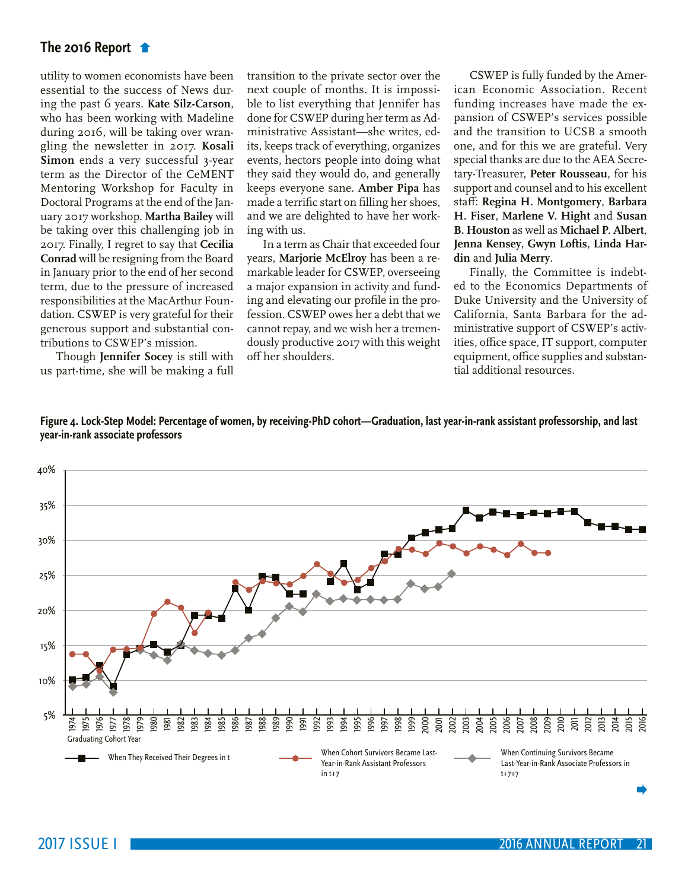utility to women economists have been essential to the success of News during the past 6 years. **Kate Silz-Carson**, who has been working with Madeline during 2016, will be taking over wrangling the newsletter in 2017. **Kosali Simon** ends a very successful 3-year term as the Director of the CeMENT Mentoring Workshop for Faculty in Doctoral Programs at the end of the January 2017 workshop. **Martha Bailey** will be taking over this challenging job in 2017. Finally, I regret to say that **Cecilia Conrad** will be resigning from the Board in January prior to the end of her second term, due to the pressure of increased responsibilities at the MacArthur Foundation. CSWEP is very grateful for their generous support and substantial contributions to CSWEP's mission.

Though **Jennifer Socey** is still with us part-time, she will be making a full transition to the private sector over the next couple of months. It is impossible to list everything that Jennifer has done for CSWEP during her term as Administrative Assistant—she writes, edits, keeps track of everything, organizes events, hectors people into doing what they said they would do, and generally keeps everyone sane. **Amber Pipa** has made a terrific start on filling her shoes, and we are delighted to have her working with us.

In a term as Chair that exceeded four years, **Marjorie McElroy** has been a remarkable leader for CSWEP, overseeing a major expansion in activity and funding and elevating our profile in the profession. CSWEP owes her a debt that we cannot repay, and we wish her a tremendously productive 2017 with this weight off her shoulders.

CSWEP is fully funded by the American Economic Association. Recent funding increases have made the expansion of CSWEP's services possible and the transition to UCSB a smooth one, and for this we are grateful. Very special thanks are due to the AEA Secretary-Treasurer, **Peter Rousseau**, for his support and counsel and to his excellent staff: **Regina H. Montgomery**, **Barbara H. Fiser**, **Marlene V. Hight** and **Susan B. Houston** as well as **Michael P. Albert**, **Jenna Kensey**, **Gwyn Loftis**, **Linda Hardin** and **Julia Merry**.

Finally, the Committee is indebted to the Economics Departments of Duke University and the University of California, Santa Barbara for the administrative support of CSWEP's activities, office space, IT support, computer equipment, office supplies and substantial additional resources.

**Figure 4. Lock-Step Model: Percentage of women, by receiving-PhD cohort—Graduation, last year-in-rank assistant professorship, and last year-in-rank associate professors**

40%
35%
30%
25%
20%
15%
10%
5%

1974 1975 1976 1977 1978 1979 1980 1981 1982 1983 1984 1985 1986 1987 1988 1989 1990 1991 1992 1993 1994 1995 1996 1997 1998 1999 2000 2001 2002 2003 2004 2005 2006 2007 2008 2009 2010 2011 2012 2013 2014 2015 2016

Graduating Cohort Year

When They Received Their Degrees in t

When Cohort Survivors Became Last-Year-in-Rank Assistant Professors in t+7

When Continuing Survivors Became Last-Year-in-Rank Associate Professors in t+7+7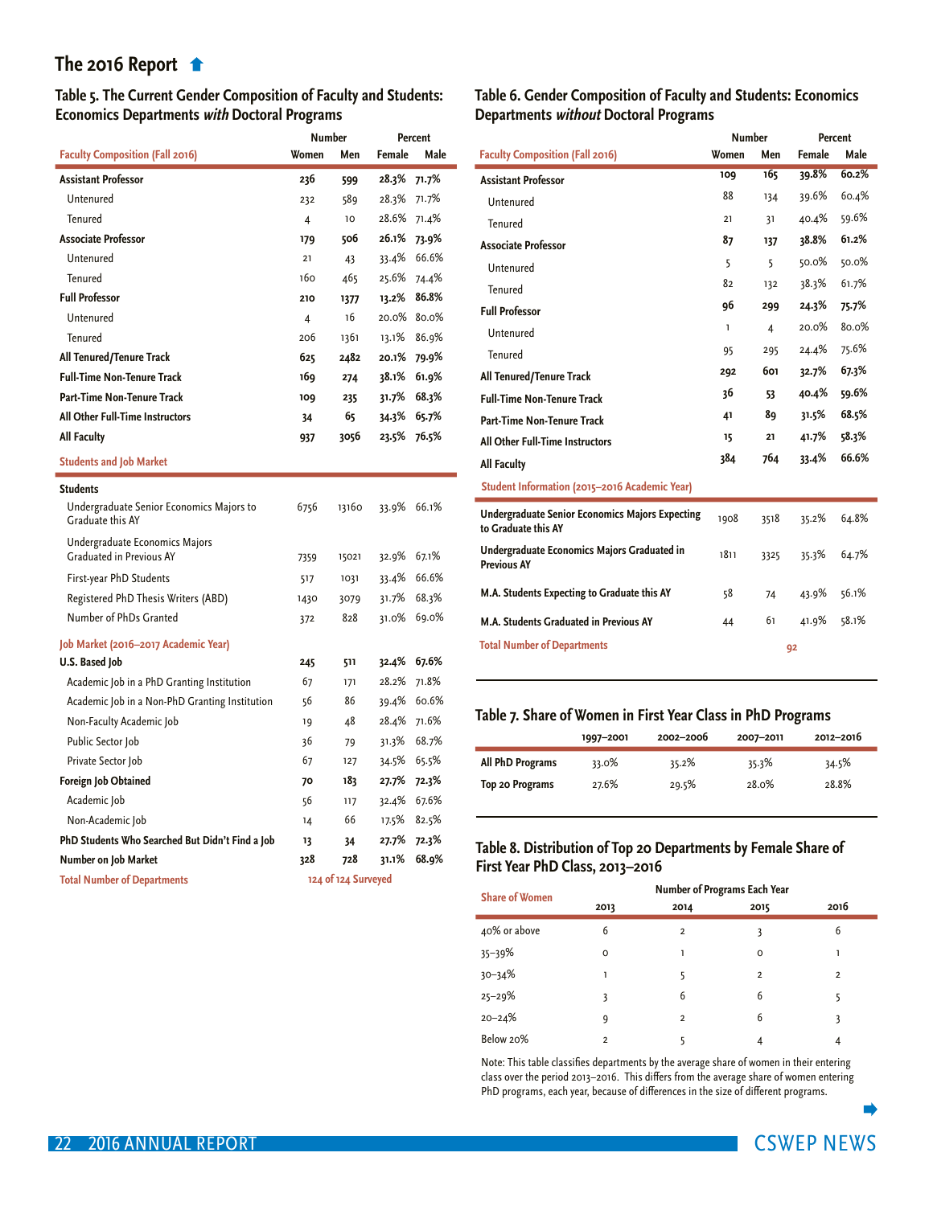## The 2016 Report

### Table 5. The Current Gender Composition of Faculty and Students: Economics Departments *with* Doctoral Programs

| | Number | | Percent | |
|---|---|---|---|---|
| **Faculty Composition (Fall 2016)** | **Women** | **Men** | **Female** | **Male** |
| **Assistant Professor** | **236** | **599** | **28.3%** | **71.7%** |
| Untenured | 232 | 589 | 28.3% | 71.7% |
| Tenured | 4 | 10 | 28.6% | 71.4% |
| **Associate Professor** | **179** | **506** | **26.1%** | **73.9%** |
| Untenured | 21 | 43 | 33.4% | 66.6% |
| Tenured | 160 | 465 | 25.6% | 74.4% |
| **Full Professor** | **210** | **1377** | **13.2%** | **86.8%** |
| Untenured | 4 | 16 | 20.0% | 80.0% |
| Tenured | 206 | 1361 | 13.1% | 86.9% |
| **All Tenured/Tenure Track** | **625** | **2482** | **20.1%** | **79.9%** |
| **Full-Time Non-Tenure Track** | **169** | **274** | **38.1%** | **61.9%** |
| **Part-Time Non-Tenure Track** | **109** | **235** | **31.7%** | **68.3%** |
| **All Other Full-Time Instructors** | **34** | **65** | **34.3%** | **65.7%** |
| **All Faculty** | **937** | **3056** | **23.5%** | **76.5%** |
| **Students and Job Market** | | | | |
| **Students** | | | | |
| Undergraduate Senior Economics Majors to Graduate this AY | 6756 | 13160 | 33.9% | 66.1% |
| Undergraduate Economics Majors Graduated in Previous AY | 7359 | 15021 | 32.9% | 67.1% |
| First-year PhD Students | 517 | 1031 | 33.4% | 66.6% |
| Registered PhD Thesis Writers (ABD) | 1430 | 3079 | 31.7% | 68.3% |
| Number of PhDs Granted | 372 | 828 | 31.0% | 69.0% |
| **Job Market (2016–2017 Academic Year)** | | | | |
| **U.S. Based Job** | **245** | **511** | **32.4%** | **67.6%** |
| Academic Job in a PhD Granting Institution | 67 | 171 | 28.2% | 71.8% |
| Academic Job in a Non-PhD Granting Institution | 56 | 86 | 39.4% | 60.6% |
| Non-Faculty Academic Job | 19 | 48 | 28.4% | 71.6% |
| Public Sector Job | 36 | 79 | 31.3% | 68.7% |
| Private Sector Job | 67 | 127 | 34.5% | 65.5% |
| **Foreign Job Obtained** | **70** | **183** | **27.7%** | **72.3%** |
| Academic Job | 56 | 117 | 32.4% | 67.6% |
| Non-Academic Job | 14 | 66 | 17.5% | 82.5% |
| **PhD Students Who Searched But Didn't Find a Job** | **13** | **34** | **27.7%** | **72.3%** |
| **Number on Job Market** | **328** | **728** | **31.1%** | **68.9%** |
| **Total Number of Departments** | 124 of 124 Surveyed | | | |

### Table 6. Gender Composition of Faculty and Students: Economics Departments *without* Doctoral Programs

| | Number | | Percent | |
|---|---|---|---|---|
| **Faculty Composition (Fall 2016)** | **Women** | **Men** | **Female** | **Male** |
| **Assistant Professor** | **109** | **165** | **39.8%** | **60.2%** |
| Untenured | 88 | 134 | 39.6% | 60.4% |
| Tenured | 21 | 31 | 40.4% | 59.6% |
| **Associate Professor** | **87** | **137** | **38.8%** | **61.2%** |
| Untenured | 5 | 5 | 50.0% | 50.0% |
| Tenured | 82 | 132 | 38.3% | 61.7% |
| **Full Professor** | **96** | **299** | **24.3%** | **75.7%** |
| Untenured | 1 | 4 | 20.0% | 80.0% |
| Tenured | 95 | 295 | 24.4% | 75.6% |
| **All Tenured/Tenure Track** | **292** | **601** | **32.7%** | **67.3%** |
| **Full-Time Non-Tenure Track** | **36** | **53** | **40.4%** | **59.6%** |
| **Part-Time Non-Tenure Track** | **41** | **89** | **31.5%** | **68.5%** |
| **All Other Full-Time Instructors** | **15** | **21** | **41.7%** | **58.3%** |
| **All Faculty** | **384** | **764** | **33.4%** | **66.6%** |
| **Student Information (2015–2016 Academic Year)** | | | | |
| **Undergraduate Senior Economics Majors Expecting to Graduate this AY** | 1908 | 3518 | 35.2% | 64.8% |
| **Undergraduate Economics Majors Graduated in Previous AY** | 1811 | 3325 | 35.3% | 64.7% |
| **M.A. Students Expecting to Graduate this AY** | 58 | 74 | 43.9% | 56.1% |
| **M.A. Students Graduated in Previous AY** | 44 | 61 | 41.9% | 58.1% |
| **Total Number of Departments** | 92 | | | |

### Table 7. Share of Women in First Year Class in PhD Programs

| | 1997–2001 | 2002–2006 | 2007–2011 | 2012–2016 |
|---|---|---|---|---|
| **All PhD Programs** | 33.0% | 35.2% | 35.3% | 34.5% |
| **Top 20 Programs** | 27.6% | 29.5% | 28.0% | 28.8% |

### Table 8. Distribution of Top 20 Departments by Female Share of First Year PhD Class, 2013–2016

| | Number of Programs Each Year | | | |
|---|---|---|---|---|
| **Share of Women** | **2013** | **2014** | **2015** | **2016** |
| 40% or above | 6 | 2 | 3 | 6 |
| 35–39% | 0 | 1 | 0 | 1 |
| 30–34% | 1 | 5 | 2 | 2 |
| 25–29% | 3 | 6 | 6 | 5 |
| 20–24% | 9 | 2 | 6 | 3 |
| Below 20% | 2 | 5 | 4 | 4 |

Note: This table classifies departments by the average share of women in their entering class over the period 2013–2016. This differs from the average share of women entering PhD programs, each year, because of differences in the size of different programs.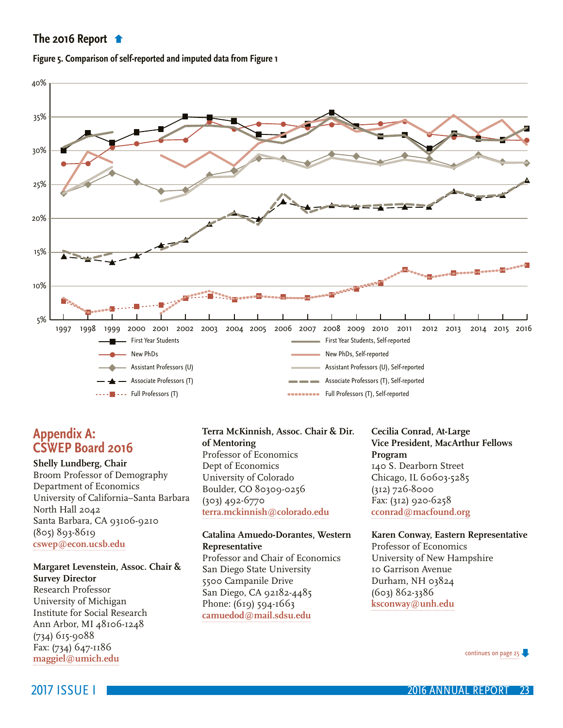## The 2016 Report

**Figure 5. Comparison of self-reported and imputed data from Figure 1**

40%
35%
30%
25%
20%
15%
10%
5%

1997 1998 1999 2000 2001 2002 2003 2004 2005 2006 2007 2008 2009 2010 2011 2012 2013 2014 2015 2016

- First Year Students
- New PhDs
- Assistant Professors (U)
- Associate Professors (T)
- Full Professors (T)
- First Year Students, Self-reported
- New PhDs, Self-reported
- Assistant Professors (U), Self-reported
- Associate Professors (T), Self-reported
- Full Professors (T), Self-reported

## Appendix A: CSWEP Board 2016

**Shelly Lundberg, Chair**
Broom Professor of Demography
Department of Economics
University of California–Santa Barbara
North Hall 2042
Santa Barbara, CA 93106-9210
(805) 893-8619
cswep@econ.ucsb.edu

**Margaret Levenstein, Assoc. Chair & Survey Director**
Research Professor
University of Michigan
Institute for Social Research
Ann Arbor, MI 48106-1248
(734) 615-9088
Fax: (734) 647-1186
maggiel@umich.edu

**Terra McKinnish, Assoc. Chair & Dir. of Mentoring**
Professor of Economics
Dept of Economics
University of Colorado
Boulder, CO 80309-0256
(303) 492-6770
terra.mckinnish@colorado.edu

**Catalina Amuedo-Dorantes, Western Representative**
Professor and Chair of Economics
San Diego State University
5500 Campanile Drive
San Diego, CA 92182-4485
Phone: (619) 594-1663
camuedod@mail.sdsu.edu

**Cecilia Conrad, At-Large**
**Vice President, MacArthur Fellows Program**
140 S. Dearborn Street
Chicago, IL 60603-5285
(312) 726-8000
Fax: (312) 920-6258
cconrad@macfound.org

**Karen Conway, Eastern Representative**
Professor of Economics
University of New Hampshire
10 Garrison Avenue
Durham, NH 03824
(603) 862-3386
ksconway@unh.edu

continues on page 25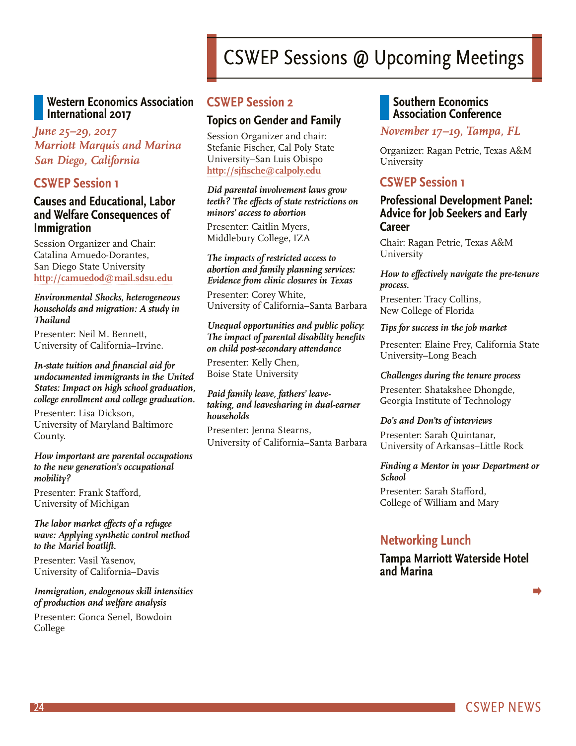# CSWEP Sessions @ Upcoming Meetings

## Western Economics Association International 2017

*June 25–29, 2017*
*Marriott Marquis and Marina*
*San Diego, California*

### CSWEP Session 1

#### Causes and Educational, Labor and Welfare Consequences of Immigration

Session Organizer and Chair:
Catalina Amuedo-Dorantes,
San Diego State University
http://camuedod@mail.sdsu.edu

***Environmental Shocks, heterogeneous households and migration: A study in Thailand***

Presenter: Neil M. Bennett,
University of California–Irvine.

***In-state tuition and financial aid for undocumented immigrants in the United States: Impact on high school graduation, college enrollment and college graduation.***

Presenter: Lisa Dickson,
University of Maryland Baltimore County.

***How important are parental occupations to the new generation's occupational mobility?***

Presenter: Frank Stafford,
University of Michigan

***The labor market effects of a refugee wave: Applying synthetic control method to the Mariel boatlift.***

Presenter: Vasil Yasenov,
University of California–Davis

***Immigration, endogenous skill intensities of production and welfare analysis***

Presenter: Gonca Senel, Bowdoin College

### CSWEP Session 2

#### Topics on Gender and Family

Session Organizer and chair:
Stefanie Fischer, Cal Poly State University–San Luis Obispo
http://sjfische@calpoly.edu

***Did parental involvement laws grow teeth? The effects of state restrictions on minors' access to abortion***

Presenter: Caitlin Myers,
Middlebury College, IZA

***The impacts of restricted access to abortion and family planning services: Evidence from clinic closures in Texas***

Presenter: Corey White,
University of California–Santa Barbara

***Unequal opportunities and public policy: The impact of parental disability benefits on child post-secondary attendance***

Presenter: Kelly Chen,
Boise State University

***Paid family leave, fathers' leave-taking, and leavesharing in dual-earner households***

Presenter: Jenna Stearns,
University of California–Santa Barbara

## Southern Economics Association Conference

*November 17–19, Tampa, FL*

Organizer: Ragan Petrie, Texas A&M University

### CSWEP Session 1

#### Professional Development Panel: Advice for Job Seekers and Early Career

Chair: Ragan Petrie, Texas A&M University

***How to effectively navigate the pre-tenure process.***

Presenter: Tracy Collins,
New College of Florida

***Tips for success in the job market***

Presenter: Elaine Frey, California State University–Long Beach

***Challenges during the tenure process***

Presenter: Shatakshee Dhongde,
Georgia Institute of Technology

***Do's and Don'ts of interviews***

Presenter: Sarah Quintanar,
University of Arkansas–Little Rock

***Finding a Mentor in your Department or School***

Presenter: Sarah Stafford,
College of William and Mary

### Networking Lunch

#### Tampa Marriott Waterside Hotel and Marina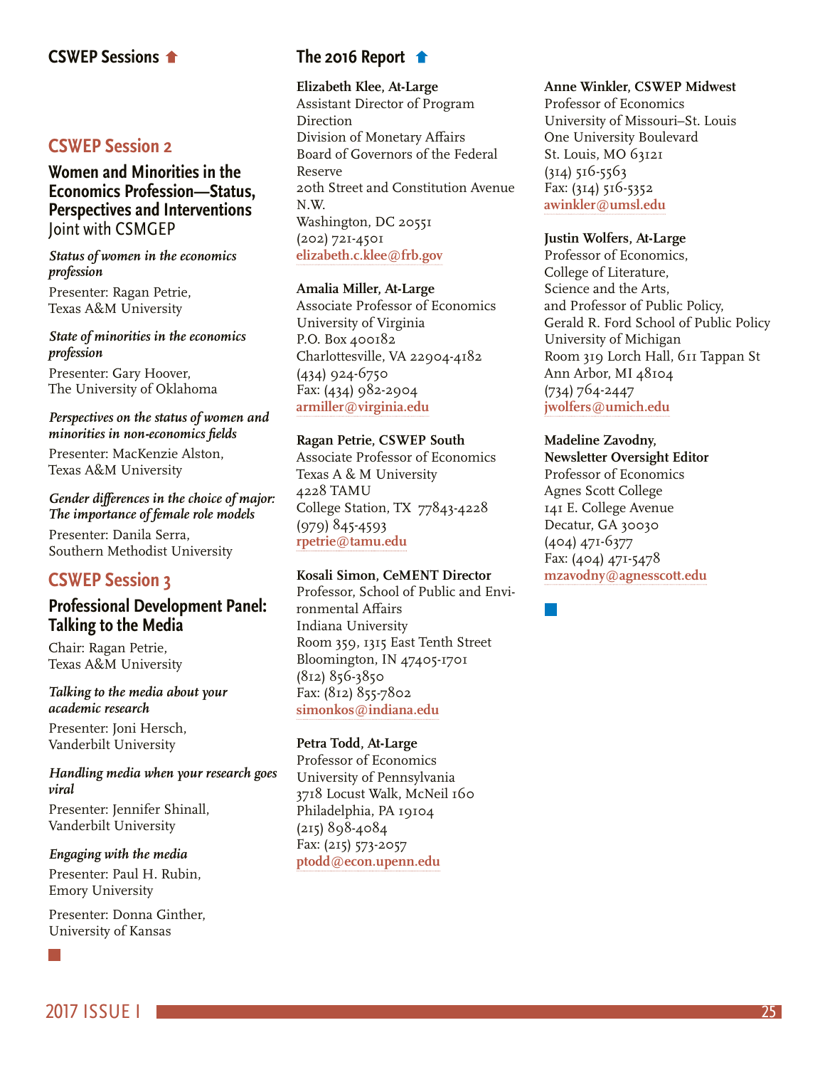## CSWEP Sessions

## CSWEP Session 2

### Women and Minorities in the Economics Profession—Status, Perspectives and Interventions

Joint with CSMGEP

*Status of women in the economics profession*

Presenter: Ragan Petrie, Texas A&M University

*State of minorities in the economics profession*

Presenter: Gary Hoover, The University of Oklahoma

*Perspectives on the status of women and minorities in non-economics fields*

Presenter: MacKenzie Alston, Texas A&M University

*Gender differences in the choice of major: The importance of female role models*

Presenter: Danila Serra, Southern Methodist University

## CSWEP Session 3

### Professional Development Panel: Talking to the Media

Chair: Ragan Petrie, Texas A&M University

*Talking to the media about your academic research*

Presenter: Joni Hersch, Vanderbilt University

*Handling media when your research goes viral*

Presenter: Jennifer Shinall, Vanderbilt University

*Engaging with the media*

Presenter: Paul H. Rubin, Emory University

Presenter: Donna Ginther, University of Kansas

## The 2016 Report

**Elizabeth Klee, At-Large**
Assistant Director of Program Direction
Division of Monetary Affairs
Board of Governors of the Federal Reserve
20th Street and Constitution Avenue N.W.
Washington, DC 20551
(202) 721-4501
elizabeth.c.klee@frb.gov

**Amalia Miller, At-Large**
Associate Professor of Economics
University of Virginia
P.O. Box 400182
Charlottesville, VA 22904-4182
(434) 924-6750
Fax: (434) 982-2904
armiller@virginia.edu

**Ragan Petrie, CSWEP South**
Associate Professor of Economics
Texas A & M University
4228 TAMU
College Station, TX 77843-4228
(979) 845-4593
rpetrie@tamu.edu

**Kosali Simon, CeMENT Director**
Professor, School of Public and Environmental Affairs
Indiana University
Room 359, 1315 East Tenth Street
Bloomington, IN 47405-1701
(812) 856-3850
Fax: (812) 855-7802
simonkos@indiana.edu

**Petra Todd, At-Large**
Professor of Economics
University of Pennsylvania
3718 Locust Walk, McNeil 160
Philadelphia, PA 19104
(215) 898-4084
Fax: (215) 573-2057
ptodd@econ.upenn.edu

**Anne Winkler, CSWEP Midwest**
Professor of Economics
University of Missouri–St. Louis
One University Boulevard
St. Louis, MO 63121
(314) 516-5563
Fax: (314) 516-5352
awinkler@umsl.edu

**Justin Wolfers, At-Large**
Professor of Economics,
College of Literature,
Science and the Arts,
and Professor of Public Policy,
Gerald R. Ford School of Public Policy
University of Michigan
Room 319 Lorch Hall, 611 Tappan St
Ann Arbor, MI 48104
(734) 764-2447
jwolfers@umich.edu

**Madeline Zavodny, Newsletter Oversight Editor**
Professor of Economics
Agnes Scott College
141 E. College Avenue
Decatur, GA 30030
(404) 471-6377
Fax: (404) 471-5478
mzavodny@agnesscott.edu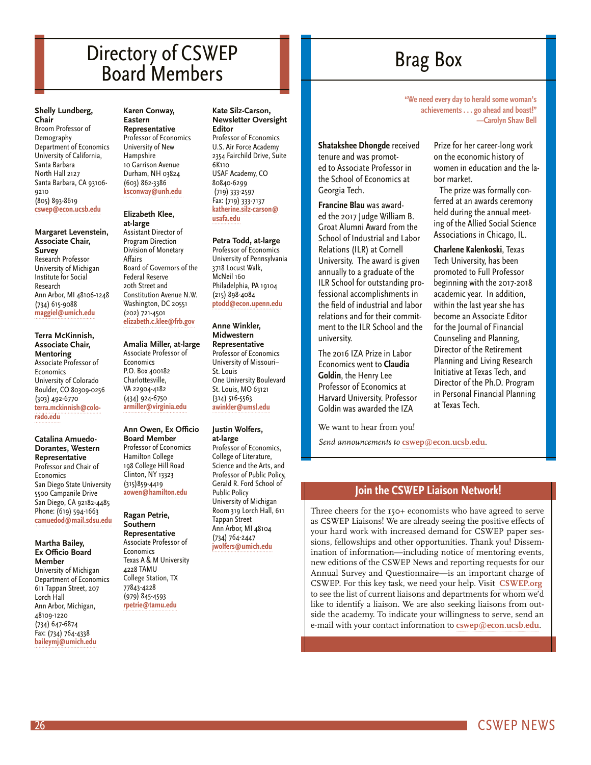# Directory of CSWEP Board Members

**Shelly Lundberg, Chair**
Broom Professor of Demography
Department of Economics
University of California, Santa Barbara
North Hall 2127
Santa Barbara, CA 93106-9210
(805) 893-8619
cswep@econ.ucsb.edu

**Margaret Levenstein, Associate Chair, Survey**
Research Professor
University of Michigan
Institute for Social Research
Ann Arbor, MI 48106-1248
(734) 615-9088
maggiel@umich.edu

**Terra McKinnish, Associate Chair, Mentoring**
Associate Professor of Economics
University of Colorado
Boulder, CO 80309-0256
(303) 492-6770
terra.mckinnish@colorado.edu

**Catalina Amuedo-Dorantes, Western Representative**
Professor and Chair of Economics
San Diego State University
5500 Campanile Drive
San Diego, CA 92182-4485
Phone: (619) 594-1663
camuedod@mail.sdsu.edu

**Martha Bailey, Ex Officio Board Member**
University of Michigan
Department of Economics
611 Tappan Street, 207
Lorch Hall
Ann Arbor, Michigan, 48109-1220
(734) 647-6874
Fax: (734) 764-4338
baileymj@umich.edu

**Karen Conway, Eastern Representative**
Professor of Economics
University of New Hampshire
10 Garrison Avenue
Durham, NH 03824
(603) 862-3386
ksconway@unh.edu

**Elizabeth Klee, at-large**
Assistant Director of Program Direction
Division of Monetary Affairs
Board of Governors of the Federal Reserve
20th Street and Constitution Avenue N.W.
Washington, DC 20551
(202) 721-4501
elizabeth.c.klee@frb.gov

**Amalia Miller, at-large**
Associate Professor of Economics
P.O. Box 400182
Charlottesville, VA 22904-4182
(434) 924-6750
armiller@virginia.edu

**Ann Owen, Ex Officio Board Member**
Professor of Economics
Hamilton College
198 College Hill Road
Clinton, NY 13323
(315)859-4419
aowen@hamilton.edu

**Ragan Petrie, Southern Representative**
Associate Professor of Economics
Texas A & M University
4228 TAMU
College Station, TX 77843-4228
(979) 845-4593
rpetrie@tamu.edu

**Kate Silz-Carson, Newsletter Oversight Editor**
Professor of Economics
U.S. Air Force Academy
2354 Fairchild Drive, Suite 6K110
USAF Academy, CO 80840-6299
(719) 333-2597
Fax: (719) 333-7137
katherine.silz-carson@usafa.edu

**Petra Todd, at-large**
Professor of Economics
University of Pennsylvania
3718 Locust Walk, McNeil 160
Philadelphia, PA 19104
(215) 898-4084
ptodd@econ.upenn.edu

**Anne Winkler, Midwestern Representative**
Professor of Economics
University of Missouri–St. Louis
One University Boulevard
St. Louis, MO 63121
(314) 516-5563
awinkler@umsl.edu

**Justin Wolfers, at-large**
Professor of Economics, College of Literature, Science and the Arts, and Professor of Public Policy, Gerald R. Ford School of Public Policy
University of Michigan
Room 319 Lorch Hall, 611 Tappan Street
Ann Arbor, MI 48104
(734) 764-2447
jwolfers@umich.edu

# Brag Box

"We need every day to herald some woman's achievements . . . go ahead and boast!"
—Carolyn Shaw Bell

**Shatakshee Dhongde** received tenure and was promoted to Associate Professor in the School of Economics at Georgia Tech.

**Francine Blau** was awarded the 2017 Judge William B. Groat Alumni Award from the School of Industrial and Labor Relations (ILR) at Cornell University. The award is given annually to a graduate of the ILR School for outstanding professional accomplishments in the field of industrial and labor relations and for their commitment to the ILR School and the university.

The 2016 IZA Prize in Labor Economics went to **Claudia Goldin**, the Henry Lee Professor of Economics at Harvard University. Professor Goldin was awarded the IZA Prize for her career-long work on the economic history of women in education and the labor market.

The prize was formally conferred at an awards ceremony held during the annual meeting of the Allied Social Science Associations in Chicago, IL.

**Charlene Kalenkoski**, Texas Tech University, has been promoted to Full Professor beginning with the 2017-2018 academic year. In addition, within the last year she has become an Associate Editor for the Journal of Financial Counseling and Planning, Director of the Retirement Planning and Living Research Initiative at Texas Tech, and Director of the Ph.D. Program in Personal Financial Planning at Texas Tech.

We want to hear from you!

*Send announcements to* cswep@econ.ucsb.edu.

## Join the CSWEP Liaison Network!

Three cheers for the 150+ economists who have agreed to serve as CSWEP Liaisons! We are already seeing the positive effects of your hard work with increased demand for CSWEP paper sessions, fellowships and other opportunities. Thank you! Dissemination of information—including notice of mentoring events, new editions of the CSWEP News and reporting requests for our Annual Survey and Questionnaire—is an important charge of CSWEP. For this key task, we need your help. Visit CSWEP.org to see the list of current liaisons and departments for whom we'd like to identify a liaison. We are also seeking liaisons from outside the academy. To indicate your willingness to serve, send an e-mail with your contact information to cswep@econ.ucsb.edu.